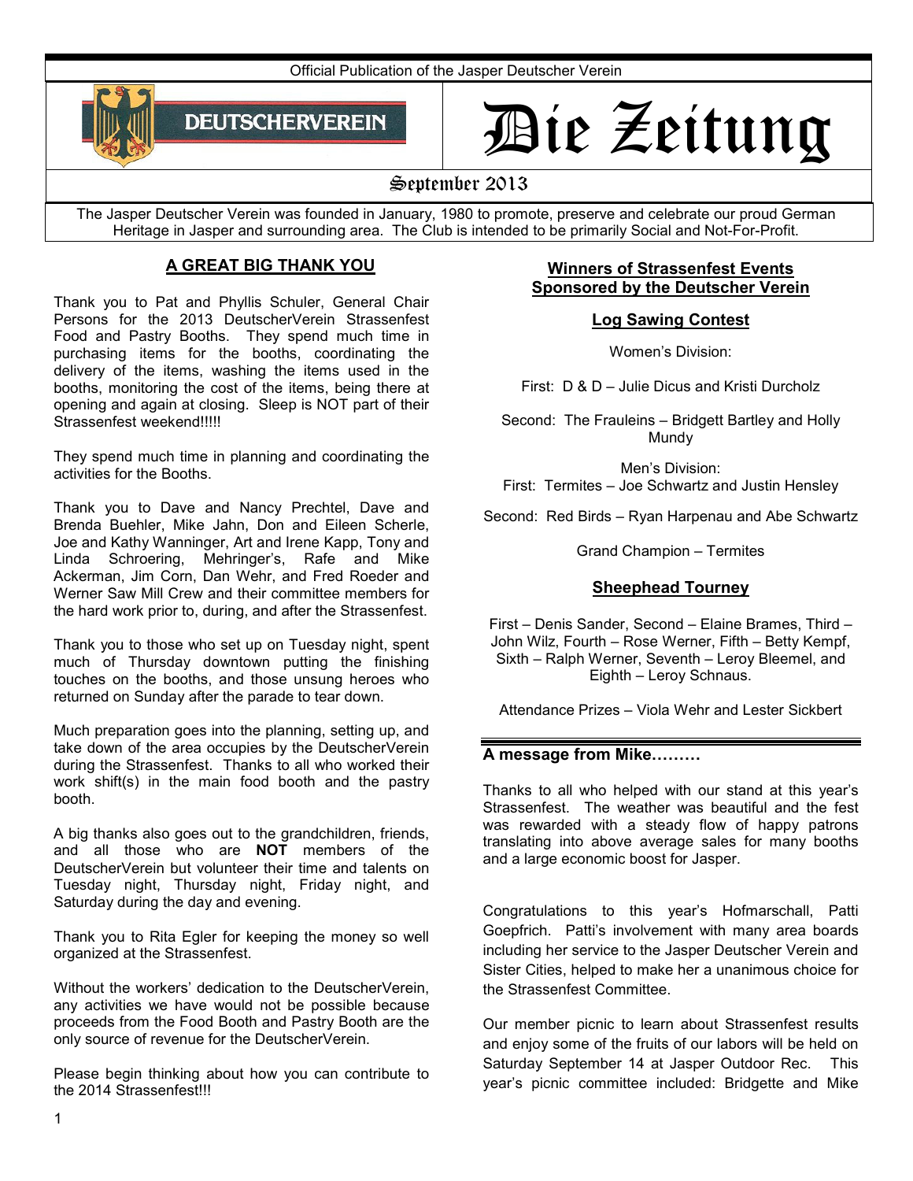Official Publication of the Jasper Deutscher Verein

DEUTSCHERVEREIN

# Die Zeitung

September 2013

The Jasper Deutscher Verein was founded in January, 1980 to promote, preserve and celebrate our proud German Heritage in Jasper and surrounding area. The Club is intended to be primarily Social and Not-For-Profit.

## A GREAT BIG THANK YOU

Thank you to Pat and Phyllis Schuler, General Chair Persons for the 2013 DeutscherVerein Strassenfest Food and Pastry Booths. They spend much time in purchasing items for the booths, coordinating the delivery of the items, washing the items used in the booths, monitoring the cost of the items, being there at opening and again at closing. Sleep is NOT part of their Strassenfest weekend!!!!!

They spend much time in planning and coordinating the activities for the Booths.

Thank you to Dave and Nancy Prechtel, Dave and Brenda Buehler, Mike Jahn, Don and Eileen Scherle, Joe and Kathy Wanninger, Art and Irene Kapp, Tony and Linda Schroering, Mehringer's, Rafe and Mike Ackerman, Jim Corn, Dan Wehr, and Fred Roeder and Werner Saw Mill Crew and their committee members for the hard work prior to, during, and after the Strassenfest.

Thank you to those who set up on Tuesday night, spent much of Thursday downtown putting the finishing touches on the booths, and those unsung heroes who returned on Sunday after the parade to tear down.

Much preparation goes into the planning, setting up, and take down of the area occupies by the DeutscherVerein during the Strassenfest. Thanks to all who worked their work shift(s) in the main food booth and the pastry booth.

A big thanks also goes out to the grandchildren, friends, and all those who are **NOT** members of the DeutscherVerein but volunteer their time and talents on Tuesday night, Thursday night, Friday night, and Saturday during the day and evening.

Thank you to Rita Egler for keeping the money so well organized at the Strassenfest.

Without the workers' dedication to the DeutscherVerein, any activities we have would not be possible because proceeds from the Food Booth and Pastry Booth are the only source of revenue for the DeutscherVerein.

Please begin thinking about how you can contribute to the 2014 Strassenfest!!!

## Winners of Strassenfest Events Sponsored by the Deutscher Verein

### Log Sawing Contest

Women's Division:

First: D & D – Julie Dicus and Kristi Durcholz

Second: The Frauleins – Bridgett Bartley and Holly Mundy

Men's Division:
First: Termites – Joe Schwartz and Justin Hensley

Second: Red Birds – Ryan Harpenau and Abe Schwartz

Grand Champion – Termites

### Sheephead Tourney

First – Denis Sander, Second – Elaine Brames, Third – John Wilz, Fourth – Rose Werner, Fifth – Betty Kempf, Sixth – Ralph Werner, Seventh – Leroy Bleemel, and Eighth – Leroy Schnaus.

Attendance Prizes – Viola Wehr and Lester Sickbert

### A message from Mike………

Thanks to all who helped with our stand at this year's Strassenfest. The weather was beautiful and the fest was rewarded with a steady flow of happy patrons translating into above average sales for many booths and a large economic boost for Jasper.

Congratulations to this year's Hofmarschall, Patti Goepfrich. Patti's involvement with many area boards including her service to the Jasper Deutscher Verein and Sister Cities, helped to make her a unanimous choice for the Strassenfest Committee.

Our member picnic to learn about Strassenfest results and enjoy some of the fruits of our labors will be held on Saturday September 14 at Jasper Outdoor Rec. This year's picnic committee included: Bridgette and Mike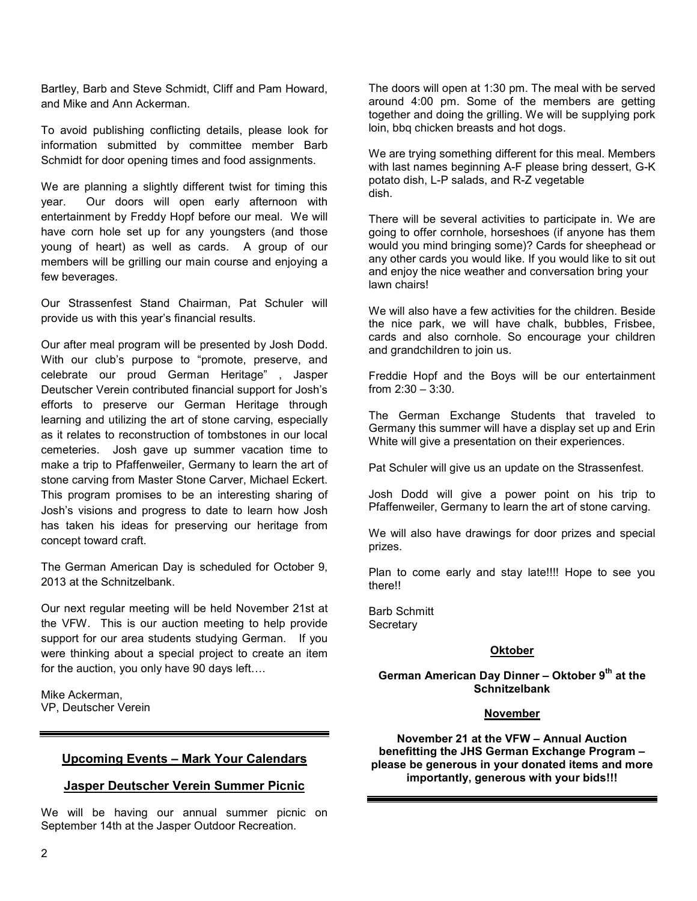Bartley, Barb and Steve Schmidt, Cliff and Pam Howard, and Mike and Ann Ackerman.

To avoid publishing conflicting details, please look for information submitted by committee member Barb Schmidt for door opening times and food assignments.

We are planning a slightly different twist for timing this year. Our doors will open early afternoon with entertainment by Freddy Hopf before our meal. We will have corn hole set up for any youngsters (and those young of heart) as well as cards. A group of our members will be grilling our main course and enjoying a few beverages.

Our Strassenfest Stand Chairman, Pat Schuler will provide us with this year's financial results.

Our after meal program will be presented by Josh Dodd. With our club's purpose to "promote, preserve, and celebrate our proud German Heritage" , Jasper Deutscher Verein contributed financial support for Josh's efforts to preserve our German Heritage through learning and utilizing the art of stone carving, especially as it relates to reconstruction of tombstones in our local cemeteries. Josh gave up summer vacation time to make a trip to Pfaffenweiler, Germany to learn the art of stone carving from Master Stone Carver, Michael Eckert. This program promises to be an interesting sharing of Josh's visions and progress to date to learn how Josh has taken his ideas for preserving our heritage from concept toward craft.

The German American Day is scheduled for October 9, 2013 at the Schnitzelbank.

Our next regular meeting will be held November 21st at the VFW. This is our auction meeting to help provide support for our area students studying German. If you were thinking about a special project to create an item for the auction, you only have 90 days left….

Mike Ackerman,
VP, Deutscher Verein

---

## Upcoming Events – Mark Your Calendars

### Jasper Deutscher Verein Summer Picnic

We will be having our annual summer picnic on September 14th at the Jasper Outdoor Recreation.

The doors will open at 1:30 pm. The meal with be served around 4:00 pm. Some of the members are getting together and doing the grilling. We will be supplying pork loin, bbq chicken breasts and hot dogs.

We are trying something different for this meal. Members with last names beginning A-F please bring dessert, G-K potato dish, L-P salads, and R-Z vegetable dish.

There will be several activities to participate in. We are going to offer cornhole, horseshoes (if anyone has them would you mind bringing some)? Cards for sheephead or any other cards you would like. If you would like to sit out and enjoy the nice weather and conversation bring your lawn chairs!

We will also have a few activities for the children. Beside the nice park, we will have chalk, bubbles, Frisbee, cards and also cornhole. So encourage your children and grandchildren to join us.

Freddie Hopf and the Boys will be our entertainment from 2:30 – 3:30.

The German Exchange Students that traveled to Germany this summer will have a display set up and Erin White will give a presentation on their experiences.

Pat Schuler will give us an update on the Strassenfest.

Josh Dodd will give a power point on his trip to Pfaffenweiler, Germany to learn the art of stone carving.

We will also have drawings for door prizes and special prizes.

Plan to come early and stay late!!!! Hope to see you there!!

Barb Schmitt
Secretary

### Oktober

**German American Day Dinner – Oktober 9th at the Schnitzelbank**

### November

**November 21 at the VFW – Annual Auction benefitting the JHS German Exchange Program – please be generous in your donated items and more importantly, generous with your bids!!!**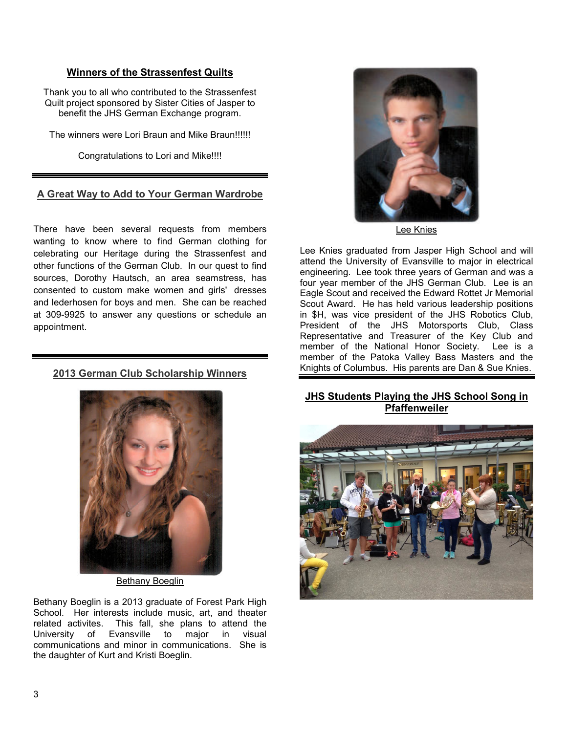## Winners of the Strassenfest Quilts

Thank you to all who contributed to the Strassenfest Quilt project sponsored by Sister Cities of Jasper to benefit the JHS German Exchange program.

The winners were Lori Braun and Mike Braun!!!!!!

Congratulations to Lori and Mike!!!!

---

## A Great Way to Add to Your German Wardrobe

There have been several requests from members wanting to know where to find German clothing for celebrating our Heritage during the Strassenfest and other functions of the German Club. In our quest to find sources, Dorothy Hautsch, an area seamstress, has consented to custom make women and girls' dresses and lederhosen for boys and men. She can be reached at 309-9925 to answer any questions or schedule an appointment.

---

## 2013 German Club Scholarship Winners

Bethany Boeglin

Bethany Boeglin is a 2013 graduate of Forest Park High School. Her interests include music, art, and theater related activites. This fall, she plans to attend the University of Evansville to major in visual communications and minor in communications. She is the daughter of Kurt and Kristi Boeglin.

Lee Knies

Lee Knies graduated from Jasper High School and will attend the University of Evansville to major in electrical engineering. Lee took three years of German and was a four year member of the JHS German Club. Lee is an Eagle Scout and received the Edward Rottet Jr Memorial Scout Award. He has held various leadership positions in $H, was vice president of the JHS Robotics Club, President of the JHS Motorsports Club, Class Representative and Treasurer of the Key Club and member of the National Honor Society. Lee is a member of the Patoka Valley Bass Masters and the Knights of Columbus. His parents are Dan & Sue Knies.

---

## JHS Students Playing the JHS School Song in Pfaffenweiler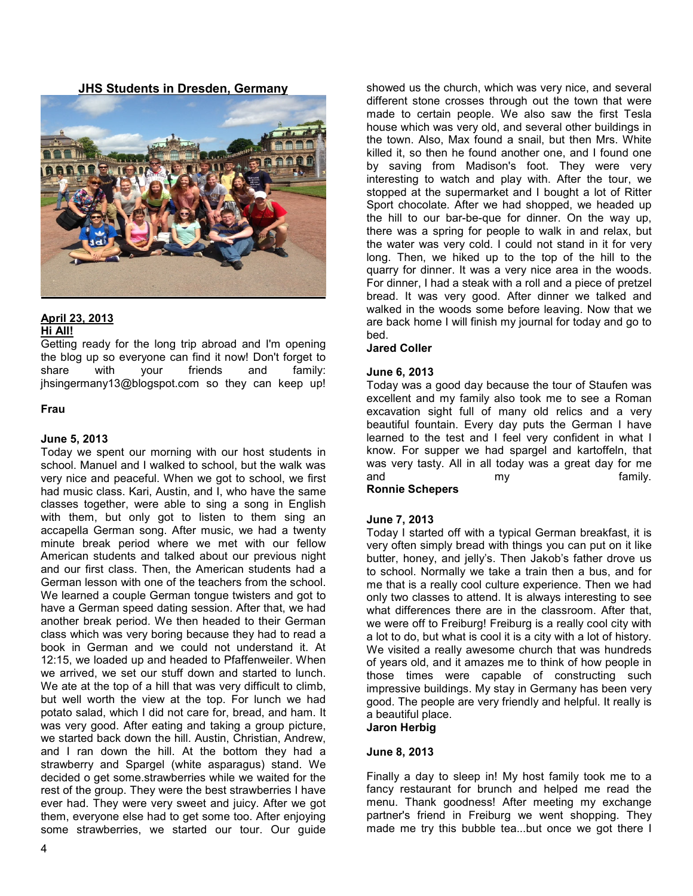## JHS Students in Dresden, Germany

**April 23, 2013**
**Hi All!**
Getting ready for the long trip abroad and I'm opening the blog up so everyone can find it now! Don't forget to share with your friends and family: jhsingermany13@blogspot.com so they can keep up!

**Frau**

**June 5, 2013**
Today we spent our morning with our host students in school. Manuel and I walked to school, but the walk was very nice and peaceful. When we got to school, we first had music class. Kari, Austin, and I, who have the same classes together, were able to sing a song in English with them, but only got to listen to them sing an accapella German song. After music, we had a twenty minute break period where we met with our fellow American students and talked about our previous night and our first class. Then, the American students had a German lesson with one of the teachers from the school. We learned a couple German tongue twisters and got to have a German speed dating session. After that, we had another break period. We then headed to their German class which was very boring because they had to read a book in German and we could not understand it. At 12:15, we loaded up and headed to Pfaffenweiler. When we arrived, we set our stuff down and started to lunch. We ate at the top of a hill that was very difficult to climb, but well worth the view at the top. For lunch we had potato salad, which I did not care for, bread, and ham. It was very good. After eating and taking a group picture, we started back down the hill. Austin, Christian, Andrew, and I ran down the hill. At the bottom they had a strawberry and Spargel (white asparagus) stand. We decided o get some.strawberries while we waited for the rest of the group. They were the best strawberries I have ever had. They were very sweet and juicy. After we got them, everyone else had to get some too. After enjoying some strawberries, we started our tour. Our guide showed us the church, which was very nice, and several different stone crosses through out the town that were made to certain people. We also saw the first Tesla house which was very old, and several other buildings in the town. Also, Max found a snail, but then Mrs. White killed it, so then he found another one, and I found one by saving from Madison's foot. They were very interesting to watch and play with. After the tour, we stopped at the supermarket and I bought a lot of Ritter Sport chocolate. After we had shopped, we headed up the hill to our bar-be-que for dinner. On the way up, there was a spring for people to walk in and relax, but the water was very cold. I could not stand in it for very long. Then, we hiked up to the top of the hill to the quarry for dinner. It was a very nice area in the woods. For dinner, I had a steak with a roll and a piece of pretzel bread. It was very good. After dinner we talked and walked in the woods some before leaving. Now that we are back home I will finish my journal for today and go to bed.
**Jared Coller**

**June 6, 2013**
Today was a good day because the tour of Staufen was excellent and my family also took me to see a Roman excavation sight full of many old relics and a very beautiful fountain. Every day puts the German I have learned to the test and I feel very confident in what I know. For supper we had spargel and kartoffeln, that was very tasty. All in all today was a great day for me and my family.
**Ronnie Schepers**

**June 7, 2013**
Today I started off with a typical German breakfast, it is very often simply bread with things you can put on it like butter, honey, and jelly's. Then Jakob's father drove us to school. Normally we take a train then a bus, and for me that is a really cool culture experience. Then we had only two classes to attend. It is always interesting to see what differences there are in the classroom. After that, we were off to Freiburg! Freiburg is a really cool city with a lot to do, but what is cool it is a city with a lot of history. We visited a really awesome church that was hundreds of years old, and it amazes me to think of how people in those times were capable of constructing such impressive buildings. My stay in Germany has been very good. The people are very friendly and helpful. It really is a beautiful place.
**Jaron Herbig**

**June 8, 2013**

Finally a day to sleep in! My host family took me to a fancy restaurant for brunch and helped me read the menu. Thank goodness! After meeting my exchange partner's friend in Freiburg we went shopping. They made me try this bubble tea...but once we got there I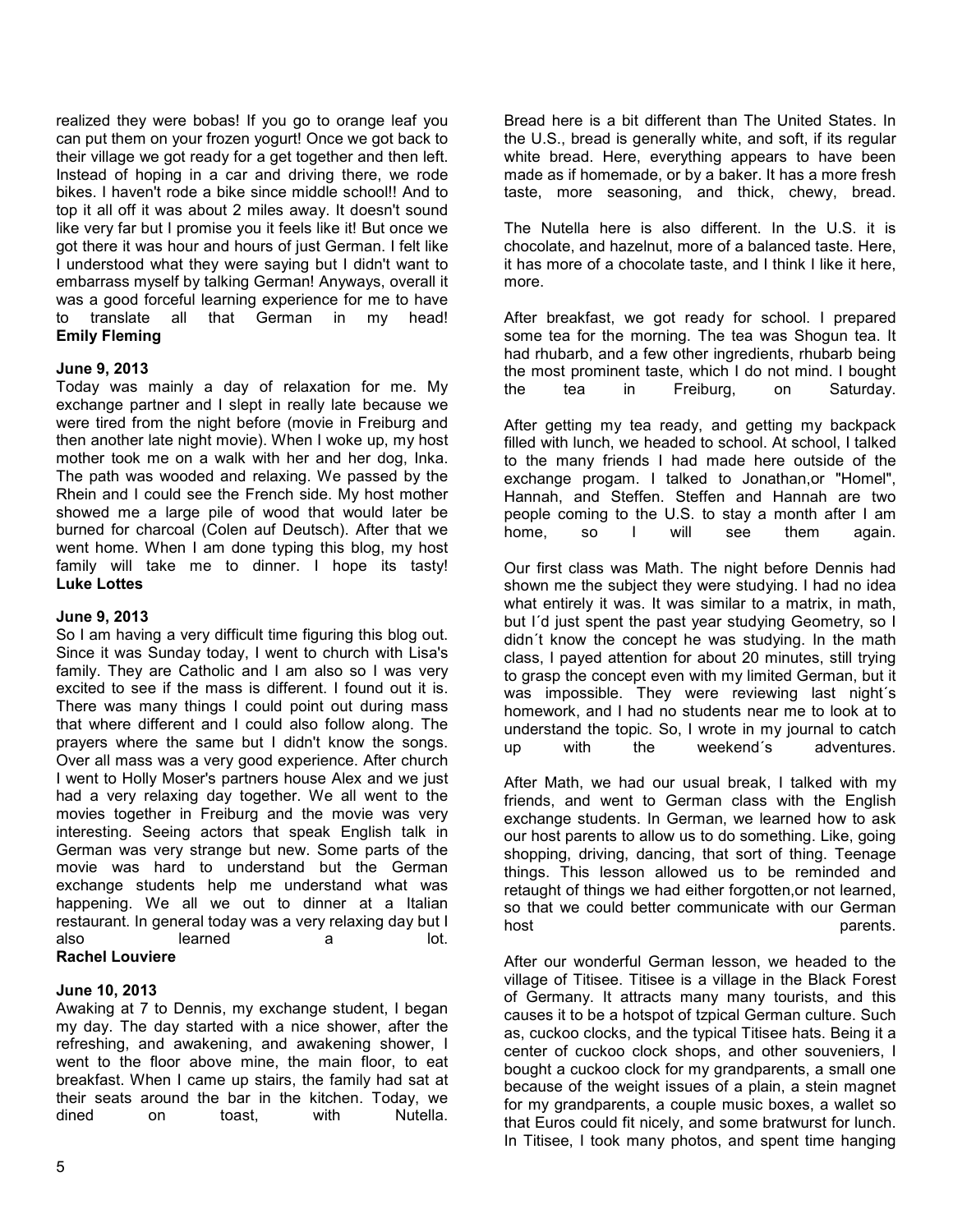realized they were bobas! If you go to orange leaf you can put them on your frozen yogurt! Once we got back to their village we got ready for a get together and then left. Instead of hoping in a car and driving there, we rode bikes. I haven't rode a bike since middle school!! And to top it all off it was about 2 miles away. It doesn't sound like very far but I promise you it feels like it! But once we got there it was hour and hours of just German. I felt like I understood what they were saying but I didn't want to embarrass myself by talking German! Anyways, overall it was a good forceful learning experience for me to have to translate all that German in my head!
**Emily Fleming**

**June 9, 2013**
Today was mainly a day of relaxation for me. My exchange partner and I slept in really late because we were tired from the night before (movie in Freiburg and then another late night movie). When I woke up, my host mother took me on a walk with her and her dog, Inka. The path was wooded and relaxing. We passed by the Rhein and I could see the French side. My host mother showed me a large pile of wood that would later be burned for charcoal (Colen auf Deutsch). After that we went home. When I am done typing this blog, my host family will take me to dinner. I hope its tasty!
**Luke Lottes**

**June 9, 2013**
So I am having a very difficult time figuring this blog out. Since it was Sunday today, I went to church with Lisa's family. They are Catholic and I am also so I was very excited to see if the mass is different. I found out it is. There was many things I could point out during mass that where different and I could also follow along. The prayers where the same but I didn't know the songs. Over all mass was a very good experience. After church I went to Holly Moser's partners house Alex and we just had a very relaxing day together. We all went to the movies together in Freiburg and the movie was very interesting. Seeing actors that speak English talk in German was very strange but new. Some parts of the movie was hard to understand but the German exchange students help me understand what was happening. We all we out to dinner at a Italian restaurant. In general today was a very relaxing day but I also learned a lot.
**Rachel Louviere**

**June 10, 2013**
Awaking at 7 to Dennis, my exchange student, I began my day. The day started with a nice shower, after the refreshing, and awakening, and awakening shower, I went to the floor above mine, the main floor, to eat breakfast. When I came up stairs, the family had sat at their seats around the bar in the kitchen. Today, we dined on toast, with Nutella.

Bread here is a bit different than The United States. In the U.S., bread is generally white, and soft, if its regular white bread. Here, everything appears to have been made as if homemade, or by a baker. It has a more fresh taste, more seasoning, and thick, chewy, bread.

The Nutella here is also different. In the U.S. it is chocolate, and hazelnut, more of a balanced taste. Here, it has more of a chocolate taste, and I think I like it here, more.

After breakfast, we got ready for school. I prepared some tea for the morning. The tea was Shogun tea. It had rhubarb, and a few other ingredients, rhubarb being the most prominent taste, which I do not mind. I bought the tea in Freiburg, on Saturday.

After getting my tea ready, and getting my backpack filled with lunch, we headed to school. At school, I talked to the many friends I had made here outside of the exchange progam. I talked to Jonathan,or "Homel", Hannah, and Steffen. Steffen and Hannah are two people coming to the U.S. to stay a month after I am home, so I will see them again.

Our first class was Math. The night before Dennis had shown me the subject they were studying. I had no idea what entirely it was. It was similar to a matrix, in math, but I´d just spent the past year studying Geometry, so I didn´t know the concept he was studying. In the math class, I payed attention for about 20 minutes, still trying to grasp the concept even with my limited German, but it was impossible. They were reviewing last night´s homework, and I had no students near me to look at to understand the topic. So, I wrote in my journal to catch up with the weekend´s adventures.

After Math, we had our usual break, I talked with my friends, and went to German class with the English exchange students. In German, we learned how to ask our host parents to allow us to do something. Like, going shopping, driving, dancing, that sort of thing. Teenage things. This lesson allowed us to be reminded and retaught of things we had either forgotten,or not learned, so that we could better communicate with our German host parents.

After our wonderful German lesson, we headed to the village of Titisee. Titisee is a village in the Black Forest of Germany. It attracts many many tourists, and this causes it to be a hotspot of tzpical German culture. Such as, cuckoo clocks, and the typical Titisee hats. Being it a center of cuckoo clock shops, and other souveniers, I bought a cuckoo clock for my grandparents, a small one because of the weight issues of a plain, a stein magnet for my grandparents, a couple music boxes, a wallet so that Euros could fit nicely, and some bratwurst for lunch. In Titisee, I took many photos, and spent time hanging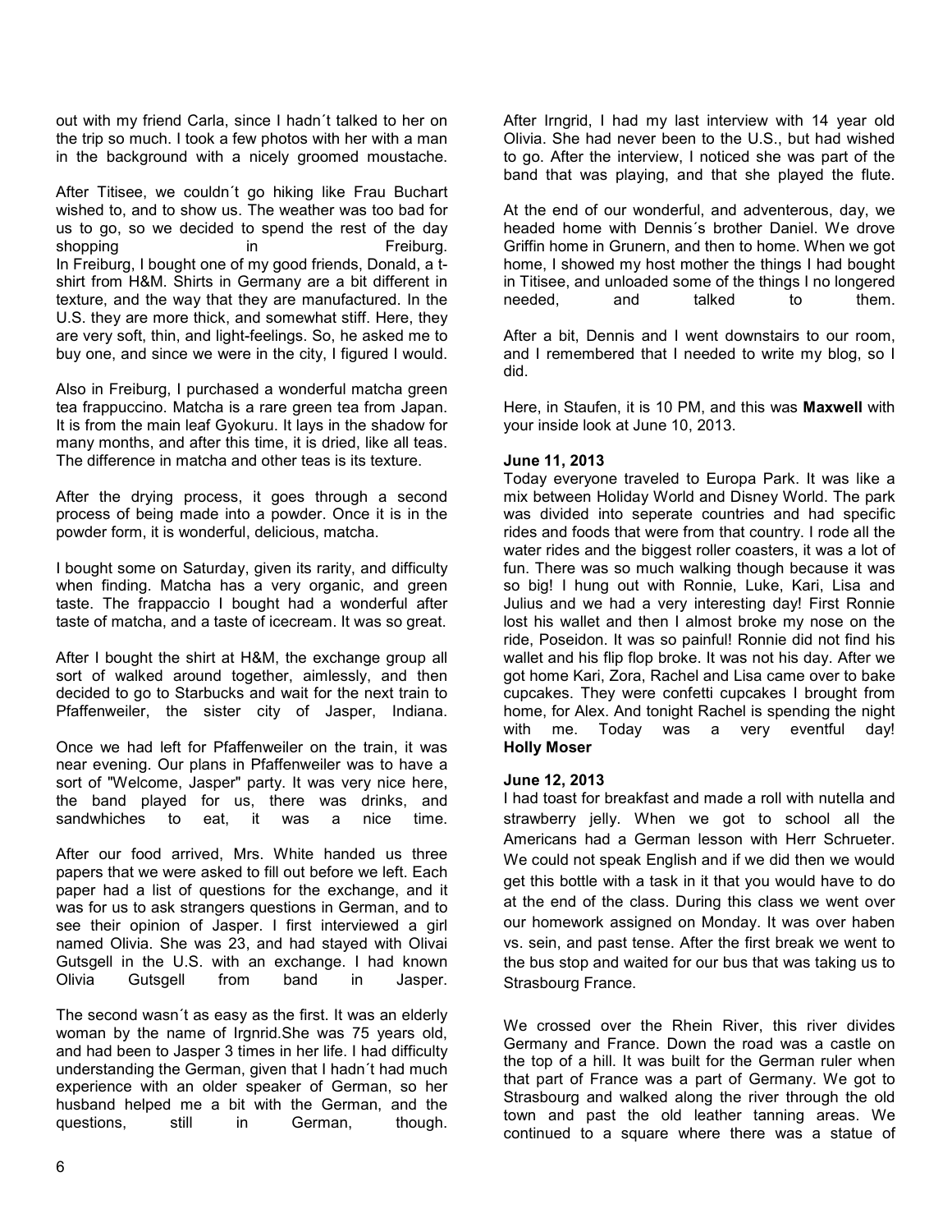out with my friend Carla, since I hadn´t talked to her on the trip so much. I took a few photos with her with a man in the background with a nicely groomed moustache.

After Titisee, we couldn´t go hiking like Frau Buchart wished to, and to show us. The weather was too bad for us to go, so we decided to spend the rest of the day shopping in Freiburg.
In Freiburg, I bought one of my good friends, Donald, a t-shirt from H&M. Shirts in Germany are a bit different in texture, and the way that they are manufactured. In the U.S. they are more thick, and somewhat stiff. Here, they are very soft, thin, and light-feelings. So, he asked me to buy one, and since we were in the city, I figured I would.

Also in Freiburg, I purchased a wonderful matcha green tea frappuccino. Matcha is a rare green tea from Japan. It is from the main leaf Gyokuru. It lays in the shadow for many months, and after this time, it is dried, like all teas. The difference in matcha and other teas is its texture.

After the drying process, it goes through a second process of being made into a powder. Once it is in the powder form, it is wonderful, delicious, matcha.

I bought some on Saturday, given its rarity, and difficulty when finding. Matcha has a very organic, and green taste. The frappaccio I bought had a wonderful after taste of matcha, and a taste of icecream. It was so great.

After I bought the shirt at H&M, the exchange group all sort of walked around together, aimlessly, and then decided to go to Starbucks and wait for the next train to Pfaffenweiler, the sister city of Jasper, Indiana.

Once we had left for Pfaffenweiler on the train, it was near evening. Our plans in Pfaffenweiler was to have a sort of "Welcome, Jasper" party. It was very nice here, the band played for us, there was drinks, and sandwhiches to eat, it was a nice time.

After our food arrived, Mrs. White handed us three papers that we were asked to fill out before we left. Each paper had a list of questions for the exchange, and it was for us to ask strangers questions in German, and to see their opinion of Jasper. I first interviewed a girl named Olivia. She was 23, and had stayed with Olivai Gutsgell in the U.S. with an exchange. I had known Olivia Gutsgell from band in Jasper.

The second wasn´t as easy as the first. It was an elderly woman by the name of Irgnrid.She was 75 years old, and had been to Jasper 3 times in her life. I had difficulty understanding the German, given that I hadn´t had much experience with an older speaker of German, so her husband helped me a bit with the German, and the questions, still in German, though.

After Irngrid, I had my last interview with 14 year old Olivia. She had never been to the U.S., but had wished to go. After the interview, I noticed she was part of the band that was playing, and that she played the flute.

At the end of our wonderful, and adventerous, day, we headed home with Dennis´s brother Daniel. We drove Griffin home in Grunern, and then to home. When we got home, I showed my host mother the things I had bought in Titisee, and unloaded some of the things I no longered needed, and talked to them.

After a bit, Dennis and I went downstairs to our room, and I remembered that I needed to write my blog, so I did.

Here, in Staufen, it is 10 PM, and this was **Maxwell** with your inside look at June 10, 2013.

**June 11, 2013**
Today everyone traveled to Europa Park. It was like a mix between Holiday World and Disney World. The park was divided into seperate countries and had specific rides and foods that were from that country. I rode all the water rides and the biggest roller coasters, it was a lot of fun. There was so much walking though because it was so big! I hung out with Ronnie, Luke, Kari, Lisa and Julius and we had a very interesting day! First Ronnie lost his wallet and then I almost broke my nose on the ride, Poseidon. It was so painful! Ronnie did not find his wallet and his flip flop broke. It was not his day. After we got home Kari, Zora, Rachel and Lisa came over to bake cupcakes. They were confetti cupcakes I brought from home, for Alex. And tonight Rachel is spending the night with me. Today was a very eventful day!
**Holly Moser**

**June 12, 2013**
I had toast for breakfast and made a roll with nutella and strawberry jelly. When we got to school all the Americans had a German lesson with Herr Schrueter. We could not speak English and if we did then we would get this bottle with a task in it that you would have to do at the end of the class. During this class we went over our homework assigned on Monday. It was over haben vs. sein, and past tense. After the first break we went to the bus stop and waited for our bus that was taking us to Strasbourg France.

We crossed over the Rhein River, this river divides Germany and France. Down the road was a castle on the top of a hill. It was built for the German ruler when that part of France was a part of Germany. We got to Strasbourg and walked along the river through the old town and past the old leather tanning areas. We continued to a square where there was a statue of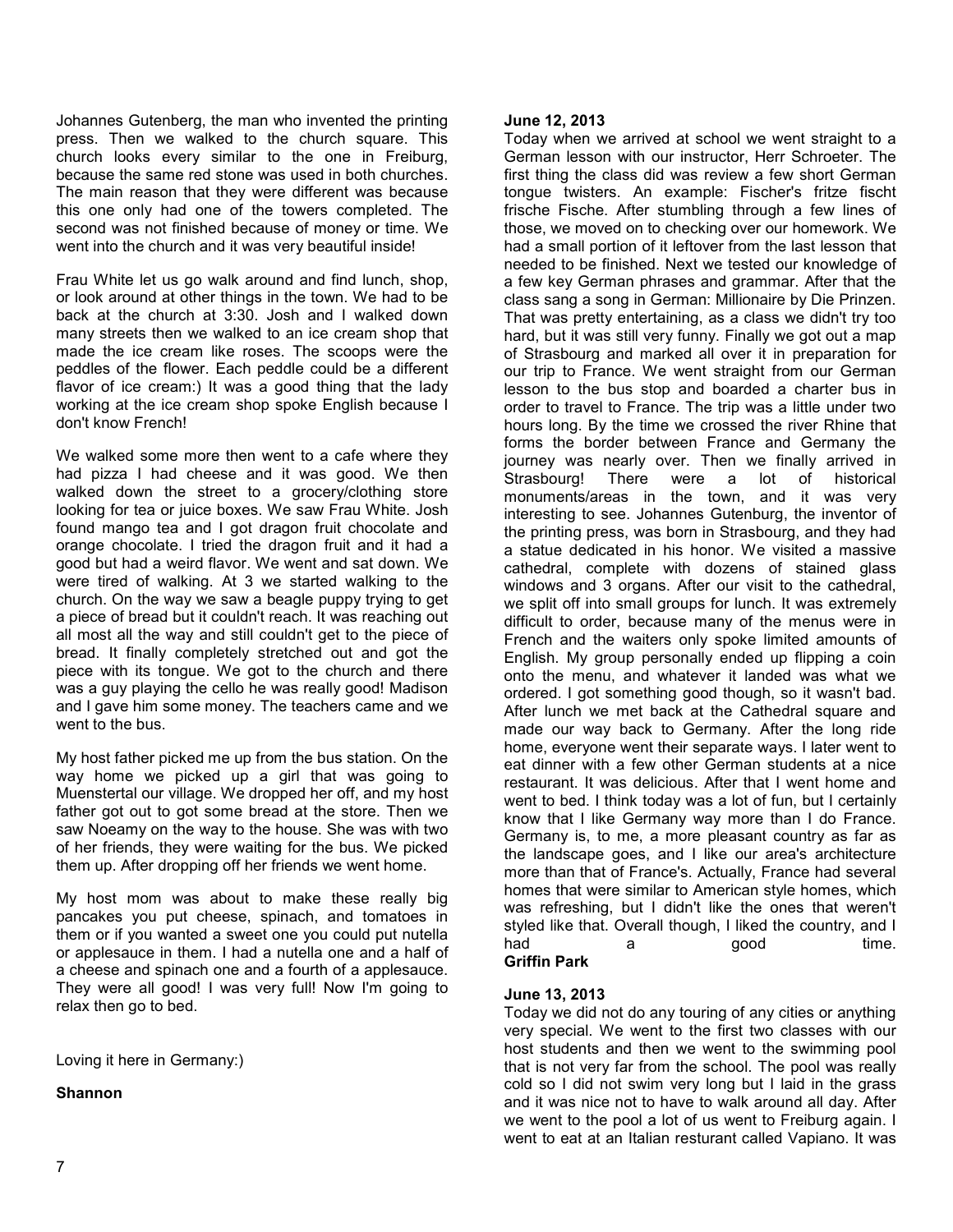Johannes Gutenberg, the man who invented the printing press. Then we walked to the church square. This church looks every similar to the one in Freiburg, because the same red stone was used in both churches. The main reason that they were different was because this one only had one of the towers completed. The second was not finished because of money or time. We went into the church and it was very beautiful inside!

Frau White let us go walk around and find lunch, shop, or look around at other things in the town. We had to be back at the church at 3:30. Josh and I walked down many streets then we walked to an ice cream shop that made the ice cream like roses. The scoops were the peddles of the flower. Each peddle could be a different flavor of ice cream:) It was a good thing that the lady working at the ice cream shop spoke English because I don't know French!

We walked some more then went to a cafe where they had pizza I had cheese and it was good. We then walked down the street to a grocery/clothing store looking for tea or juice boxes. We saw Frau White. Josh found mango tea and I got dragon fruit chocolate and orange chocolate. I tried the dragon fruit and it had a good but had a weird flavor. We went and sat down. We were tired of walking. At 3 we started walking to the church. On the way we saw a beagle puppy trying to get a piece of bread but it couldn't reach. It was reaching out all most all the way and still couldn't get to the piece of bread. It finally completely stretched out and got the piece with its tongue. We got to the church and there was a guy playing the cello he was really good! Madison and I gave him some money. The teachers came and we went to the bus.

My host father picked me up from the bus station. On the way home we picked up a girl that was going to Muenstertal our village. We dropped her off, and my host father got out to got some bread at the store. Then we saw Noeamy on the way to the house. She was with two of her friends, they were waiting for the bus. We picked them up. After dropping off her friends we went home.

My host mom was about to make these really big pancakes you put cheese, spinach, and tomatoes in them or if you wanted a sweet one you could put nutella or applesauce in them. I had a nutella one and a half of a cheese and spinach one and a fourth of a applesauce. They were all good! I was very full! Now I'm going to relax then go to bed.

Loving it here in Germany:)

**Shannon**

**June 12, 2013**

Today when we arrived at school we went straight to a German lesson with our instructor, Herr Schroeter. The first thing the class did was review a few short German tongue twisters. An example: Fischer's fritze fischt frische Fische. After stumbling through a few lines of those, we moved on to checking over our homework. We had a small portion of it leftover from the last lesson that needed to be finished. Next we tested our knowledge of a few key German phrases and grammar. After that the class sang a song in German: Millionaire by Die Prinzen. That was pretty entertaining, as a class we didn't try too hard, but it was still very funny. Finally we got out a map of Strasbourg and marked all over it in preparation for our trip to France. We went straight from our German lesson to the bus stop and boarded a charter bus in order to travel to France. The trip was a little under two hours long. By the time we crossed the river Rhine that forms the border between France and Germany the journey was nearly over. Then we finally arrived in Strasbourg! There were a lot of historical monuments/areas in the town, and it was very interesting to see. Johannes Gutenburg, the inventor of the printing press, was born in Strasbourg, and they had a statue dedicated in his honor. We visited a massive cathedral, complete with dozens of stained glass windows and 3 organs. After our visit to the cathedral, we split off into small groups for lunch. It was extremely difficult to order, because many of the menus were in French and the waiters only spoke limited amounts of English. My group personally ended up flipping a coin onto the menu, and whatever it landed was what we ordered. I got something good though, so it wasn't bad. After lunch we met back at the Cathedral square and made our way back to Germany. After the long ride home, everyone went their separate ways. I later went to eat dinner with a few other German students at a nice restaurant. It was delicious. After that I went home and went to bed. I think today was a lot of fun, but I certainly know that I like Germany way more than I do France. Germany is, to me, a more pleasant country as far as the landscape goes, and I like our area's architecture more than that of France's. Actually, France had several homes that were similar to American style homes, which was refreshing, but I didn't like the ones that weren't styled like that. Overall though, I liked the country, and I had a good time.

**Griffin Park**

**June 13, 2013**

Today we did not do any touring of any cities or anything very special. We went to the first two classes with our host students and then we went to the swimming pool that is not very far from the school. The pool was really cold so I did not swim very long but I laid in the grass and it was nice not to have to walk around all day. After we went to the pool a lot of us went to Freiburg again. I went to eat at an Italian resturant called Vapiano. It was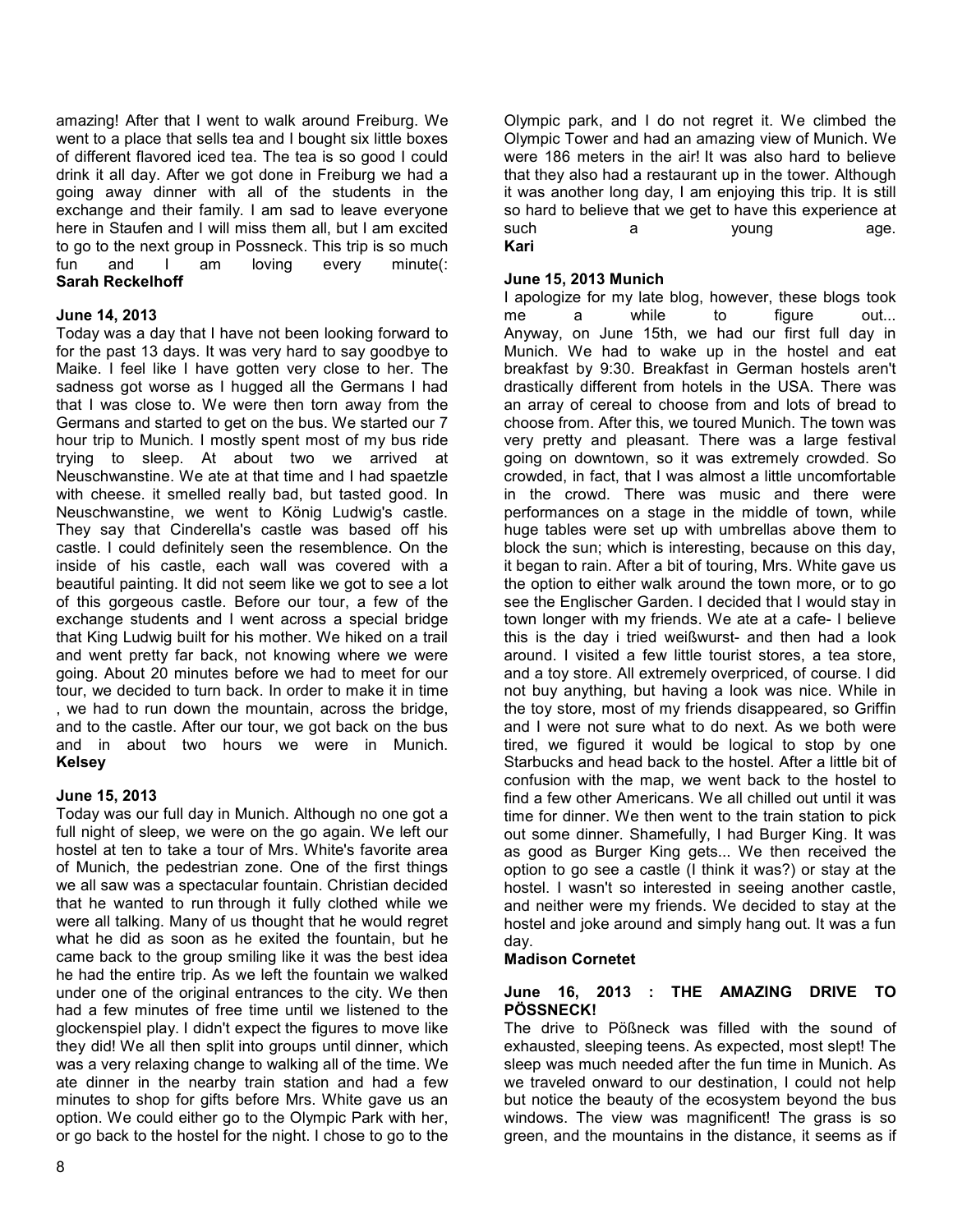amazing! After that I went to walk around Freiburg. We went to a place that sells tea and I bought six little boxes of different flavored iced tea. The tea is so good I could drink it all day. After we got done in Freiburg we had a going away dinner with all of the students in the exchange and their family. I am sad to leave everyone here in Staufen and I will miss them all, but I am excited to go to the next group in Possneck. This trip is so much fun and I am loving every minute(:
**Sarah Reckelhoff**

**June 14, 2013**

Today was a day that I have not been looking forward to for the past 13 days. It was very hard to say goodbye to Maike. I feel like I have gotten very close to her. The sadness got worse as I hugged all the Germans I had that I was close to. We were then torn away from the Germans and started to get on the bus. We started our 7 hour trip to Munich. I mostly spent most of my bus ride trying to sleep. At about two we arrived at Neuschwanstine. We ate at that time and I had spaetzle with cheese. it smelled really bad, but tasted good. In Neuschwanstine, we went to König Ludwig's castle. They say that Cinderella's castle was based off his castle. I could definitely seen the resemblence. On the inside of his castle, each wall was covered with a beautiful painting. It did not seem like we got to see a lot of this gorgeous castle. Before our tour, a few of the exchange students and I went across a special bridge that King Ludwig built for his mother. We hiked on a trail and went pretty far back, not knowing where we were going. About 20 minutes before we had to meet for our tour, we decided to turn back. In order to make it in time , we had to run down the mountain, across the bridge, and to the castle. After our tour, we got back on the bus and in about two hours we were in Munich.
**Kelsey**

**June 15, 2013**

Today was our full day in Munich. Although no one got a full night of sleep, we were on the go again. We left our hostel at ten to take a tour of Mrs. White's favorite area of Munich, the pedestrian zone. One of the first things we all saw was a spectacular fountain. Christian decided that he wanted to run through it fully clothed while we were all talking. Many of us thought that he would regret what he did as soon as he exited the fountain, but he came back to the group smiling like it was the best idea he had the entire trip. As we left the fountain we walked under one of the original entrances to the city. We then had a few minutes of free time until we listened to the glockenspiel play. I didn't expect the figures to move like they did! We all then split into groups until dinner, which was a very relaxing change to walking all of the time. We ate dinner in the nearby train station and had a few minutes to shop for gifts before Mrs. White gave us an option. We could either go to the Olympic Park with her, or go back to the hostel for the night. I chose to go to the Olympic park, and I do not regret it. We climbed the Olympic Tower and had an amazing view of Munich. We were 186 meters in the air! It was also hard to believe that they also had a restaurant up in the tower. Although it was another long day, I am enjoying this trip. It is still so hard to believe that we get to have this experience at such a young age.
**Kari**

**June 15, 2013 Munich**

I apologize for my late blog, however, these blogs took me a while to figure out... Anyway, on June 15th, we had our first full day in Munich. We had to wake up in the hostel and eat breakfast by 9:30. Breakfast in German hostels aren't drastically different from hotels in the USA. There was an array of cereal to choose from and lots of bread to choose from. After this, we toured Munich. The town was very pretty and pleasant. There was a large festival going on downtown, so it was extremely crowded. So crowded, in fact, that I was almost a little uncomfortable in the crowd. There was music and there were performances on a stage in the middle of town, while huge tables were set up with umbrellas above them to block the sun; which is interesting, because on this day, it began to rain. After a bit of touring, Mrs. White gave us the option to either walk around the town more, or to go see the Englischer Garden. I decided that I would stay in town longer with my friends. We ate at a cafe- I believe this is the day i tried weißwurst- and then had a look around. I visited a few little tourist stores, a tea store, and a toy store. All extremely overpriced, of course. I did not buy anything, but having a look was nice. While in the toy store, most of my friends disappeared, so Griffin and I were not sure what to do next. As we both were tired, we figured it would be logical to stop by one Starbucks and head back to the hostel. After a little bit of confusion with the map, we went back to the hostel to find a few other Americans. We all chilled out until it was time for dinner. We then went to the train station to pick out some dinner. Shamefully, I had Burger King. It was as good as Burger King gets... We then received the option to go see a castle (I think it was?) or stay at the hostel. I wasn't so interested in seeing another castle, and neither were my friends. We decided to stay at the hostel and joke around and simply hang out. It was a fun day.
**Madison Cornetet**

**June 16, 2013 : THE AMAZING DRIVE TO PÖSSNECK!**

The drive to Pößneck was filled with the sound of exhausted, sleeping teens. As expected, most slept! The sleep was much needed after the fun time in Munich. As we traveled onward to our destination, I could not help but notice the beauty of the ecosystem beyond the bus windows. The view was magnificent! The grass is so green, and the mountains in the distance, it seems as if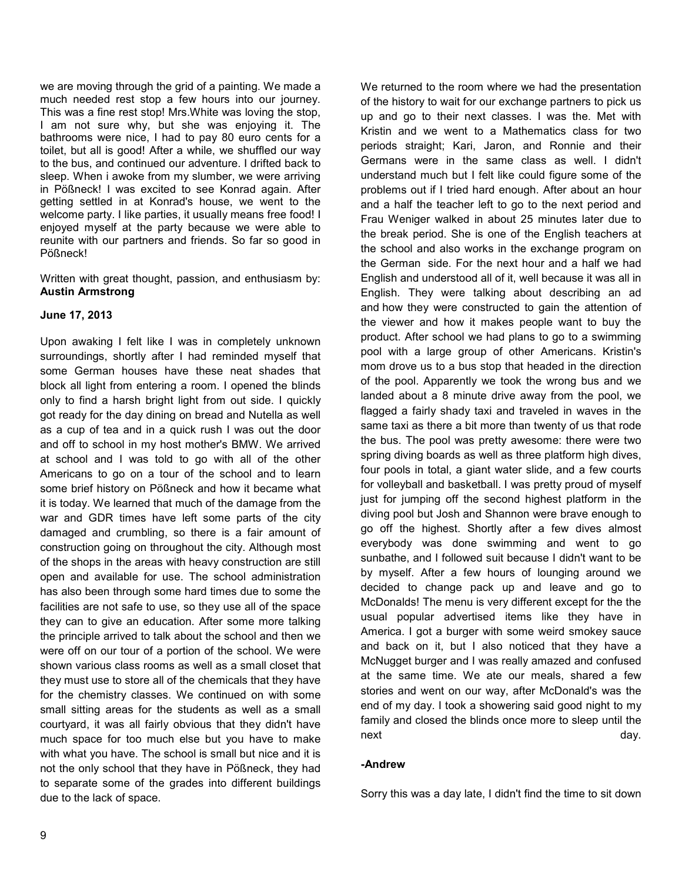we are moving through the grid of a painting. We made a much needed rest stop a few hours into our journey. This was a fine rest stop! Mrs.White was loving the stop, I am not sure why, but she was enjoying it. The bathrooms were nice, I had to pay 80 euro cents for a toilet, but all is good! After a while, we shuffled our way to the bus, and continued our adventure. I drifted back to sleep. When i awoke from my slumber, we were arriving in Pößneck! I was excited to see Konrad again. After getting settled in at Konrad's house, we went to the welcome party. I like parties, it usually means free food! I enjoyed myself at the party because we were able to reunite with our partners and friends. So far so good in Pößneck!

Written with great thought, passion, and enthusiasm by: **Austin Armstrong**

**June 17, 2013**

Upon awaking I felt like I was in completely unknown surroundings, shortly after I had reminded myself that some German houses have these neat shades that block all light from entering a room. I opened the blinds only to find a harsh bright light from out side. I quickly got ready for the day dining on bread and Nutella as well as a cup of tea and in a quick rush I was out the door and off to school in my host mother's BMW. We arrived at school and I was told to go with all of the other Americans to go on a tour of the school and to learn some brief history on Pößneck and how it became what it is today. We learned that much of the damage from the war and GDR times have left some parts of the city damaged and crumbling, so there is a fair amount of construction going on throughout the city. Although most of the shops in the areas with heavy construction are still open and available for use. The school administration has also been through some hard times due to some the facilities are not safe to use, so they use all of the space they can to give an education. After some more talking the principle arrived to talk about the school and then we were off on our tour of a portion of the school. We were shown various class rooms as well as a small closet that they must use to store all of the chemicals that they have for the chemistry classes. We continued on with some small sitting areas for the students as well as a small courtyard, it was all fairly obvious that they didn't have much space for too much else but you have to make with what you have. The school is small but nice and it is not the only school that they have in Pößneck, they had to separate some of the grades into different buildings due to the lack of space.

We returned to the room where we had the presentation of the history to wait for our exchange partners to pick us up and go to their next classes. I was the. Met with Kristin and we went to a Mathematics class for two periods straight; Kari, Jaron, and Ronnie and their Germans were in the same class as well. I didn't understand much but I felt like could figure some of the problems out if I tried hard enough. After about an hour and a half the teacher left to go to the next period and Frau Weniger walked in about 25 minutes later due to the break period. She is one of the English teachers at the school and also works in the exchange program on the German side. For the next hour and a half we had English and understood all of it, well because it was all in English. They were talking about describing an ad and how they were constructed to gain the attention of the viewer and how it makes people want to buy the product. After school we had plans to go to a swimming pool with a large group of other Americans. Kristin's mom drove us to a bus stop that headed in the direction of the pool. Apparently we took the wrong bus and we landed about a 8 minute drive away from the pool, we flagged a fairly shady taxi and traveled in waves in the same taxi as there a bit more than twenty of us that rode the bus. The pool was pretty awesome: there were two spring diving boards as well as three platform high dives, four pools in total, a giant water slide, and a few courts for volleyball and basketball. I was pretty proud of myself just for jumping off the second highest platform in the diving pool but Josh and Shannon were brave enough to go off the highest. Shortly after a few dives almost everybody was done swimming and went to go sunbathe, and I followed suit because I didn't want to be by myself. After a few hours of lounging around we decided to change pack up and leave and go to McDonalds! The menu is very different except for the the usual popular advertised items like they have in America. I got a burger with some weird smokey sauce and back on it, but I also noticed that they have a McNugget burger and I was really amazed and confused at the same time. We ate our meals, shared a few stories and went on our way, after McDonald's was the end of my day. I took a showering said good night to my family and closed the blinds once more to sleep until the next day.

**-Andrew**

Sorry this was a day late, I didn't find the time to sit down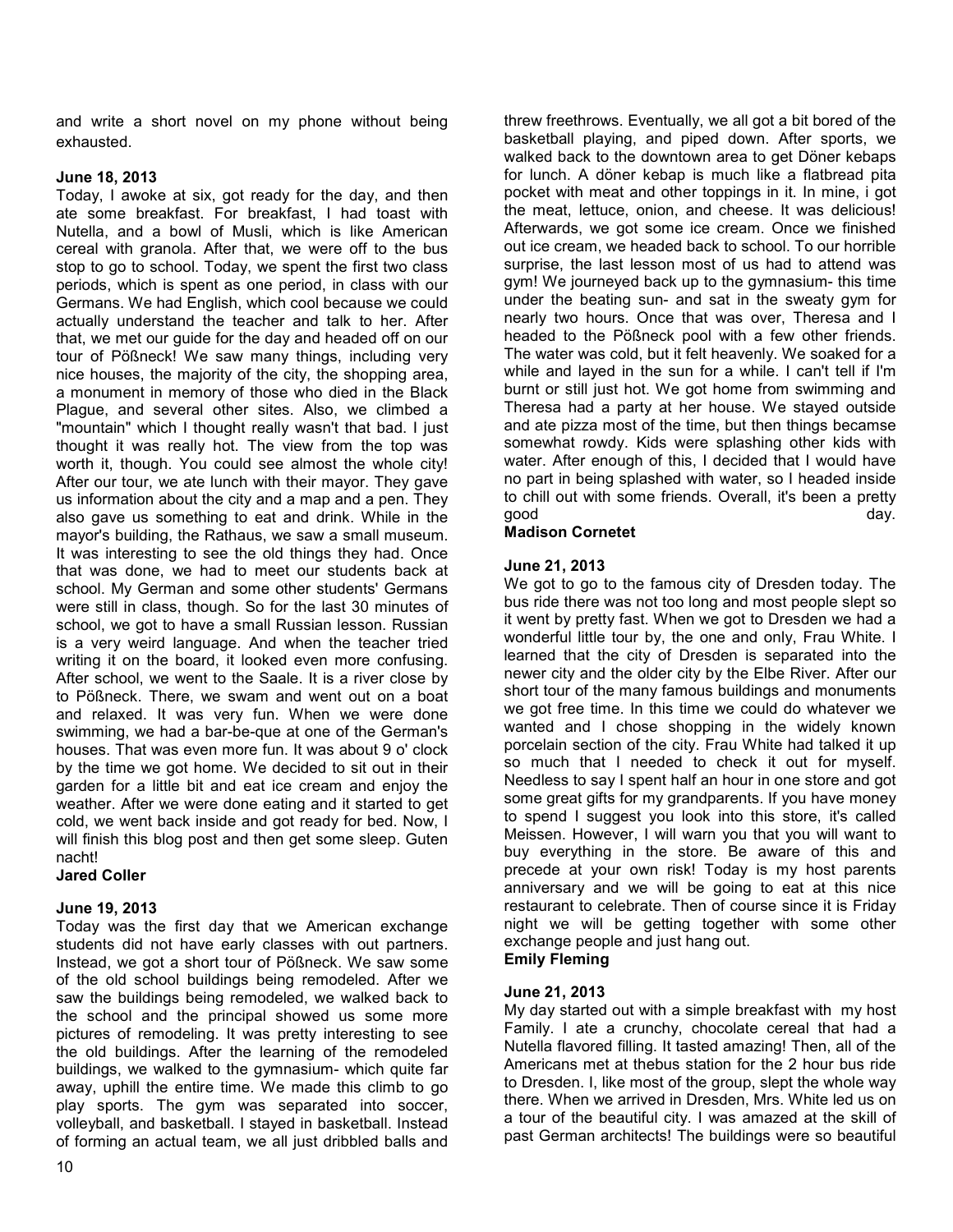and write a short novel on my phone without being exhausted.

**June 18, 2013**

Today, I awoke at six, got ready for the day, and then ate some breakfast. For breakfast, I had toast with Nutella, and a bowl of Musli, which is like American cereal with granola. After that, we were off to the bus stop to go to school. Today, we spent the first two class periods, which is spent as one period, in class with our Germans. We had English, which cool because we could actually understand the teacher and talk to her. After that, we met our guide for the day and headed off on our tour of Pößneck! We saw many things, including very nice houses, the majority of the city, the shopping area, a monument in memory of those who died in the Black Plague, and several other sites. Also, we climbed a "mountain" which I thought really wasn't that bad. I just thought it was really hot. The view from the top was worth it, though. You could see almost the whole city! After our tour, we ate lunch with their mayor. They gave us information about the city and a map and a pen. They also gave us something to eat and drink. While in the mayor's building, the Rathaus, we saw a small museum. It was interesting to see the old things they had. Once that was done, we had to meet our students back at school. My German and some other students' Germans were still in class, though. So for the last 30 minutes of school, we got to have a small Russian lesson. Russian is a very weird language. And when the teacher tried writing it on the board, it looked even more confusing. After school, we went to the Saale. It is a river close by to Pößneck. There, we swam and went out on a boat and relaxed. It was very fun. When we were done swimming, we had a bar-be-que at one of the German's houses. That was even more fun. It was about 9 o' clock by the time we got home. We decided to sit out in their garden for a little bit and eat ice cream and enjoy the weather. After we were done eating and it started to get cold, we went back inside and got ready for bed. Now, I will finish this blog post and then get some sleep. Guten nacht!

**Jared Coller**

**June 19, 2013**

Today was the first day that we American exchange students did not have early classes with out partners. Instead, we got a short tour of Pößneck. We saw some of the old school buildings being remodeled. After we saw the buildings being remodeled, we walked back to the school and the principal showed us some more pictures of remodeling. It was pretty interesting to see the old buildings. After the learning of the remodeled buildings, we walked to the gymnasium- which quite far away, uphill the entire time. We made this climb to go play sports. The gym was separated into soccer, volleyball, and basketball. I stayed in basketball. Instead of forming an actual team, we all just dribbled balls and threw freethrows. Eventually, we all got a bit bored of the basketball playing, and piped down. After sports, we walked back to the downtown area to get Döner kebaps for lunch. A döner kebap is much like a flatbread pita pocket with meat and other toppings in it. In mine, i got the meat, lettuce, onion, and cheese. It was delicious! Afterwards, we got some ice cream. Once we finished out ice cream, we headed back to school. To our horrible surprise, the last lesson most of us had to attend was gym! We journeyed back up to the gymnasium- this time under the beating sun- and sat in the sweaty gym for nearly two hours. Once that was over, Theresa and I headed to the Pößneck pool with a few other friends. The water was cold, but it felt heavenly. We soaked for a while and layed in the sun for a while. I can't tell if I'm burnt or still just hot. We got home from swimming and Theresa had a party at her house. We stayed outside and ate pizza most of the time, but then things becamse somewhat rowdy. Kids were splashing other kids with water. After enough of this, I decided that I would have no part in being splashed with water, so I headed inside to chill out with some friends. Overall, it's been a pretty good day.

**Madison Cornetet**

**June 21, 2013**

We got to go to the famous city of Dresden today. The bus ride there was not too long and most people slept so it went by pretty fast. When we got to Dresden we had a wonderful little tour by, the one and only, Frau White. I learned that the city of Dresden is separated into the newer city and the older city by the Elbe River. After our short tour of the many famous buildings and monuments we got free time. In this time we could do whatever we wanted and I chose shopping in the widely known porcelain section of the city. Frau White had talked it up so much that I needed to check it out for myself. Needless to say I spent half an hour in one store and got some great gifts for my grandparents. If you have money to spend I suggest you look into this store, it's called Meissen. However, I will warn you that you will want to buy everything in the store. Be aware of this and precede at your own risk! Today is my host parents anniversary and we will be going to eat at this nice restaurant to celebrate. Then of course since it is Friday night we will be getting together with some other exchange people and just hang out.

**Emily Fleming**

**June 21, 2013**

My day started out with a simple breakfast with my host Family. I ate a crunchy, chocolate cereal that had a Nutella flavored filling. It tasted amazing! Then, all of the Americans met at thebus station for the 2 hour bus ride to Dresden. I, like most of the group, slept the whole way there. When we arrived in Dresden, Mrs. White led us on a tour of the beautiful city. I was amazed at the skill of past German architects! The buildings were so beautiful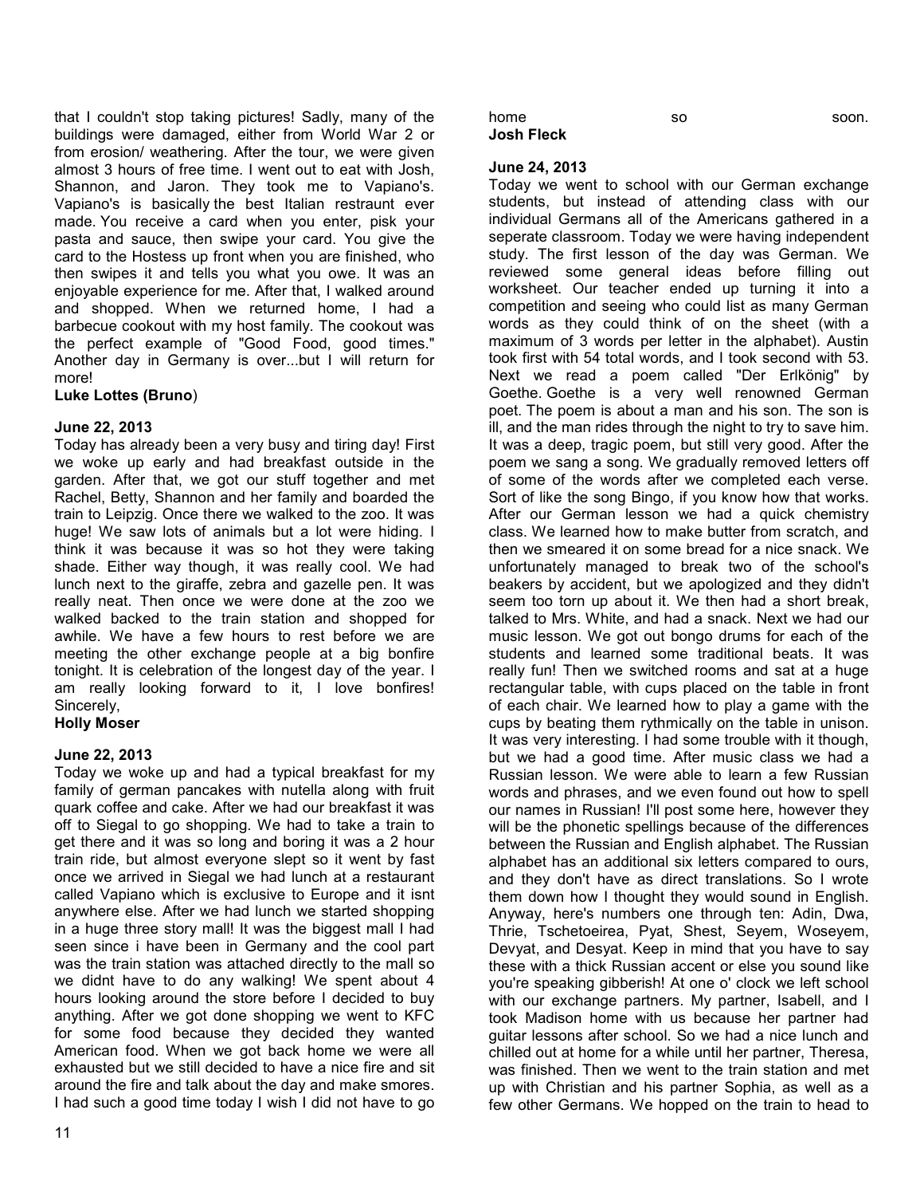that I couldn't stop taking pictures! Sadly, many of the buildings were damaged, either from World War 2 or from erosion/ weathering. After the tour, we were given almost 3 hours of free time. I went out to eat with Josh, Shannon, and Jaron. They took me to Vapiano's. Vapiano's is basically the best Italian restraunt ever made. You receive a card when you enter, pisk your pasta and sauce, then swipe your card. You give the card to the Hostess up front when you are finished, who then swipes it and tells you what you owe. It was an enjoyable experience for me. After that, I walked around and shopped. When we returned home, I had a barbecue cookout with my host family. The cookout was the perfect example of "Good Food, good times." Another day in Germany is over...but I will return for more!

**Luke Lottes (Bruno**)

**June 22, 2013**

Today has already been a very busy and tiring day! First we woke up early and had breakfast outside in the garden. After that, we got our stuff together and met Rachel, Betty, Shannon and her family and boarded the train to Leipzig. Once there we walked to the zoo. It was huge! We saw lots of animals but a lot were hiding. I think it was because it was so hot they were taking shade. Either way though, it was really cool. We had lunch next to the giraffe, zebra and gazelle pen. It was really neat. Then once we were done at the zoo we walked backed to the train station and shopped for awhile. We have a few hours to rest before we are meeting the other exchange people at a big bonfire tonight. It is celebration of the longest day of the year. I am really looking forward to it, I love bonfires! Sincerely,

**Holly Moser**

**June 22, 2013**

Today we woke up and had a typical breakfast for my family of german pancakes with nutella along with fruit quark coffee and cake. After we had our breakfast it was off to Siegal to go shopping. We had to take a train to get there and it was so long and boring it was a 2 hour train ride, but almost everyone slept so it went by fast once we arrived in Siegal we had lunch at a restaurant called Vapiano which is exclusive to Europe and it isnt anywhere else. After we had lunch we started shopping in a huge three story mall! It was the biggest mall I had seen since i have been in Germany and the cool part was the train station was attached directly to the mall so we didnt have to do any walking! We spent about 4 hours looking around the store before I decided to buy anything. After we got done shopping we went to KFC for some food because they decided they wanted American food. When we got back home we were all exhausted but we still decided to have a nice fire and sit around the fire and talk about the day and make smores. I had such a good time today I wish I did not have to go home so soon.

**Josh Fleck**

**June 24, 2013**

Today we went to school with our German exchange students, but instead of attending class with our individual Germans all of the Americans gathered in a seperate classroom. Today we were having independent study. The first lesson of the day was German. We reviewed some general ideas before filling out worksheet. Our teacher ended up turning it into a competition and seeing who could list as many German words as they could think of on the sheet (with a maximum of 3 words per letter in the alphabet). Austin took first with 54 total words, and I took second with 53. Next we read a poem called "Der Erlkönig" by Goethe. Goethe is a very well renowned German poet. The poem is about a man and his son. The son is ill, and the man rides through the night to try to save him. It was a deep, tragic poem, but still very good. After the poem we sang a song. We gradually removed letters off of some of the words after we completed each verse. Sort of like the song Bingo, if you know how that works. After our German lesson we had a quick chemistry class. We learned how to make butter from scratch, and then we smeared it on some bread for a nice snack. We unfortunately managed to break two of the school's beakers by accident, but we apologized and they didn't seem too torn up about it. We then had a short break, talked to Mrs. White, and had a snack. Next we had our music lesson. We got out bongo drums for each of the students and learned some traditional beats. It was really fun! Then we switched rooms and sat at a huge rectangular table, with cups placed on the table in front of each chair. We learned how to play a game with the cups by beating them rythmically on the table in unison. It was very interesting. I had some trouble with it though, but we had a good time. After music class we had a Russian lesson. We were able to learn a few Russian words and phrases, and we even found out how to spell our names in Russian! I'll post some here, however they will be the phonetic spellings because of the differences between the Russian and English alphabet. The Russian alphabet has an additional six letters compared to ours, and they don't have as direct translations. So I wrote them down how I thought they would sound in English. Anyway, here's numbers one through ten: Adin, Dwa, Thrie, Tschetoeirea, Pyat, Shest, Seyem, Woseyem, Devyat, and Desyat. Keep in mind that you have to say these with a thick Russian accent or else you sound like you're speaking gibberish! At one o' clock we left school with our exchange partners. My partner, Isabell, and I took Madison home with us because her partner had guitar lessons after school. So we had a nice lunch and chilled out at home for a while until her partner, Theresa, was finished. Then we went to the train station and met up with Christian and his partner Sophia, as well as a few other Germans. We hopped on the train to head to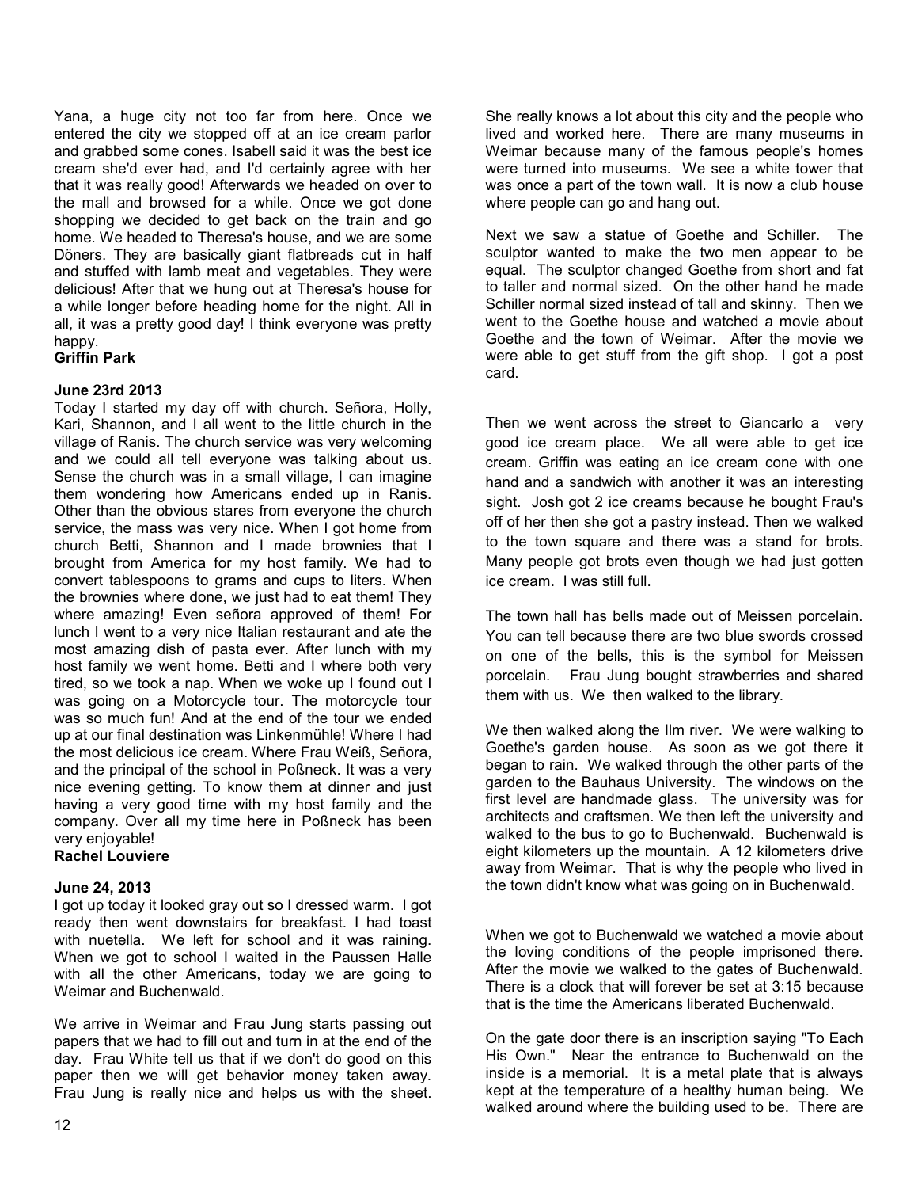Yana, a huge city not too far from here. Once we entered the city we stopped off at an ice cream parlor and grabbed some cones. Isabell said it was the best ice cream she'd ever had, and I'd certainly agree with her that it was really good! Afterwards we headed on over to the mall and browsed for a while. Once we got done shopping we decided to get back on the train and go home. We headed to Theresa's house, and we are some Döners. They are basically giant flatbreads cut in half and stuffed with lamb meat and vegetables. They were delicious! After that we hung out at Theresa's house for a while longer before heading home for the night. All in all, it was a pretty good day! I think everyone was pretty happy.

**Griffin Park**

**June 23rd 2013**

Today I started my day off with church. Señora, Holly, Kari, Shannon, and I all went to the little church in the village of Ranis. The church service was very welcoming and we could all tell everyone was talking about us. Sense the church was in a small village, I can imagine them wondering how Americans ended up in Ranis. Other than the obvious stares from everyone the church service, the mass was very nice. When I got home from church Betti, Shannon and I made brownies that I brought from America for my host family. We had to convert tablespoons to grams and cups to liters. When the brownies where done, we just had to eat them! They where amazing! Even señora approved of them! For lunch I went to a very nice Italian restaurant and ate the most amazing dish of pasta ever. After lunch with my host family we went home. Betti and I where both very tired, so we took a nap. When we woke up I found out I was going on a Motorcycle tour. The motorcycle tour was so much fun! And at the end of the tour we ended up at our final destination was Linkenmühle! Where I had the most delicious ice cream. Where Frau Weiß, Señora, and the principal of the school in Poßneck. It was a very nice evening getting. To know them at dinner and just having a very good time with my host family and the company. Over all my time here in Poßneck has been very enjoyable!

**Rachel Louviere**

**June 24, 2013**

I got up today it looked gray out so I dressed warm. I got ready then went downstairs for breakfast. I had toast with nuetella. We left for school and it was raining. When we got to school I waited in the Paussen Halle with all the other Americans, today we are going to Weimar and Buchenwald.

We arrive in Weimar and Frau Jung starts passing out papers that we had to fill out and turn in at the end of the day. Frau White tell us that if we don't do good on this paper then we will get behavior money taken away. Frau Jung is really nice and helps us with the sheet. She really knows a lot about this city and the people who lived and worked here. There are many museums in Weimar because many of the famous people's homes were turned into museums. We see a white tower that was once a part of the town wall. It is now a club house where people can go and hang out.

Next we saw a statue of Goethe and Schiller. The sculptor wanted to make the two men appear to be equal. The sculptor changed Goethe from short and fat to taller and normal sized. On the other hand he made Schiller normal sized instead of tall and skinny. Then we went to the Goethe house and watched a movie about Goethe and the town of Weimar. After the movie we were able to get stuff from the gift shop. I got a post card.

Then we went across the street to Giancarlo a very good ice cream place. We all were able to get ice cream. Griffin was eating an ice cream cone with one hand and a sandwich with another it was an interesting sight. Josh got 2 ice creams because he bought Frau's off of her then she got a pastry instead. Then we walked to the town square and there was a stand for brots. Many people got brots even though we had just gotten ice cream. I was still full.

The town hall has bells made out of Meissen porcelain. You can tell because there are two blue swords crossed on one of the bells, this is the symbol for Meissen porcelain. Frau Jung bought strawberries and shared them with us. We then walked to the library.

We then walked along the Ilm river. We were walking to Goethe's garden house. As soon as we got there it began to rain. We walked through the other parts of the garden to the Bauhaus University. The windows on the first level are handmade glass. The university was for architects and craftsmen. We then left the university and walked to the bus to go to Buchenwald. Buchenwald is eight kilometers up the mountain. A 12 kilometers drive away from Weimar. That is why the people who lived in the town didn't know what was going on in Buchenwald.

When we got to Buchenwald we watched a movie about the loving conditions of the people imprisoned there. After the movie we walked to the gates of Buchenwald. There is a clock that will forever be set at 3:15 because that is the time the Americans liberated Buchenwald.

On the gate door there is an inscription saying "To Each His Own." Near the entrance to Buchenwald on the inside is a memorial. It is a metal plate that is always kept at the temperature of a healthy human being. We walked around where the building used to be. There are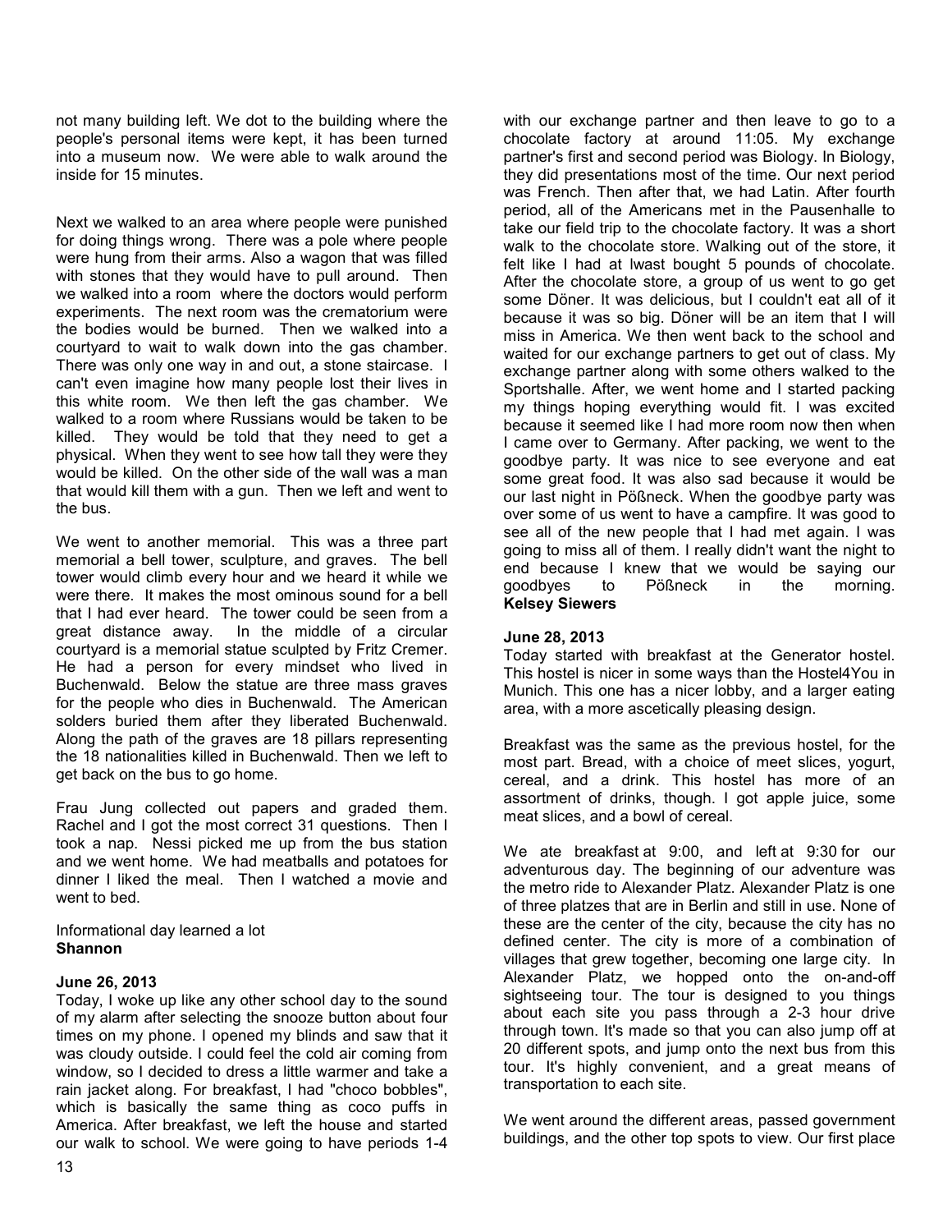not many building left. We dot to the building where the people's personal items were kept, it has been turned into a museum now. We were able to walk around the inside for 15 minutes.

Next we walked to an area where people were punished for doing things wrong. There was a pole where people were hung from their arms. Also a wagon that was filled with stones that they would have to pull around. Then we walked into a room where the doctors would perform experiments. The next room was the crematorium were the bodies would be burned. Then we walked into a courtyard to wait to walk down into the gas chamber. There was only one way in and out, a stone staircase. I can't even imagine how many people lost their lives in this white room. We then left the gas chamber. We walked to a room where Russians would be taken to be killed. They would be told that they need to get a physical. When they went to see how tall they were they would be killed. On the other side of the wall was a man that would kill them with a gun. Then we left and went to the bus.

We went to another memorial. This was a three part memorial a bell tower, sculpture, and graves. The bell tower would climb every hour and we heard it while we were there. It makes the most ominous sound for a bell that I had ever heard. The tower could be seen from a great distance away. In the middle of a circular courtyard is a memorial statue sculpted by Fritz Cremer. He had a person for every mindset who lived in Buchenwald. Below the statue are three mass graves for the people who dies in Buchenwald. The American solders buried them after they liberated Buchenwald. Along the path of the graves are 18 pillars representing the 18 nationalities killed in Buchenwald. Then we left to get back on the bus to go home.

Frau Jung collected out papers and graded them. Rachel and I got the most correct 31 questions. Then I took a nap. Nessi picked me up from the bus station and we went home. We had meatballs and potatoes for dinner I liked the meal. Then I watched a movie and went to bed.

Informational day learned a lot
**Shannon**

**June 26, 2013**
Today, I woke up like any other school day to the sound of my alarm after selecting the snooze button about four times on my phone. I opened my blinds and saw that it was cloudy outside. I could feel the cold air coming from window, so I decided to dress a little warmer and take a rain jacket along. For breakfast, I had "choco bobbles", which is basically the same thing as coco puffs in America. After breakfast, we left the house and started our walk to school. We were going to have periods 1-4 with our exchange partner and then leave to go to a chocolate factory at around 11:05. My exchange partner's first and second period was Biology. In Biology, they did presentations most of the time. Our next period was French. Then after that, we had Latin. After fourth period, all of the Americans met in the Pausenhalle to take our field trip to the chocolate factory. It was a short walk to the chocolate store. Walking out of the store, it felt like I had at lwast bought 5 pounds of chocolate. After the chocolate store, a group of us went to go get some Döner. It was delicious, but I couldn't eat all of it because it was so big. Döner will be an item that I will miss in America. We then went back to the school and waited for our exchange partners to get out of class. My exchange partner along with some others walked to the Sportshalle. After, we went home and I started packing my things hoping everything would fit. I was excited because it seemed like I had more room now then when I came over to Germany. After packing, we went to the goodbye party. It was nice to see everyone and eat some great food. It was also sad because it would be our last night in Pößneck. When the goodbye party was over some of us went to have a campfire. It was good to see all of the new people that I had met again. I was going to miss all of them. I really didn't want the night to end because I knew that we would be saying our goodbyes to Pößneck in the morning.
**Kelsey Siewers**

**June 28, 2013**
Today started with breakfast at the Generator hostel. This hostel is nicer in some ways than the Hostel4You in Munich. This one has a nicer lobby, and a larger eating area, with a more ascetically pleasing design.

Breakfast was the same as the previous hostel, for the most part. Bread, with a choice of meet slices, yogurt, cereal, and a drink. This hostel has more of an assortment of drinks, though. I got apple juice, some meat slices, and a bowl of cereal.

We ate breakfast at 9:00, and left at 9:30 for our adventurous day. The beginning of our adventure was the metro ride to Alexander Platz. Alexander Platz is one of three platzes that are in Berlin and still in use. None of these are the center of the city, because the city has no defined center. The city is more of a combination of villages that grew together, becoming one large city. In Alexander Platz, we hopped onto the on-and-off sightseeing tour. The tour is designed to you things about each site you pass through a 2-3 hour drive through town. It's made so that you can also jump off at 20 different spots, and jump onto the next bus from this tour. It's highly convenient, and a great means of transportation to each site.

We went around the different areas, passed government buildings, and the other top spots to view. Our first place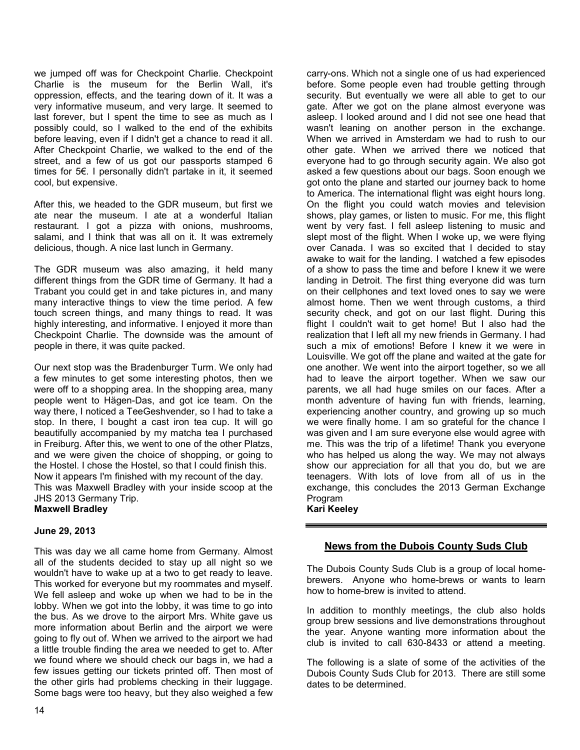we jumped off was for Checkpoint Charlie. Checkpoint Charlie is the museum for the Berlin Wall, it's oppression, effects, and the tearing down of it. It was a very informative museum, and very large. It seemed to last forever, but I spent the time to see as much as I possibly could, so I walked to the end of the exhibits before leaving, even if I didn't get a chance to read it all. After Checkpoint Charlie, we walked to the end of the street, and a few of us got our passports stamped 6 times for 5€. I personally didn't partake in it, it seemed cool, but expensive.

After this, we headed to the GDR museum, but first we ate near the museum. I ate at a wonderful Italian restaurant. I got a pizza with onions, mushrooms, salami, and I think that was all on it. It was extremely delicious, though. A nice last lunch in Germany.

The GDR museum was also amazing, it held many different things from the GDR time of Germany. It had a Trabant you could get in and take pictures in, and many many interactive things to view the time period. A few touch screen things, and many things to read. It was highly interesting, and informative. I enjoyed it more than Checkpoint Charlie. The downside was the amount of people in there, it was quite packed.

Our next stop was the Bradenburger Turm. We only had a few minutes to get some interesting photos, then we were off to a shopping area. In the shopping area, many people went to Hägen-Das, and got ice team. On the way there, I noticed a TeeGeshvender, so I had to take a stop. In there, I bought a cast iron tea cup. It will go beautifully accompanied by my matcha tea I purchased in Freiburg. After this, we went to one of the other Platzs, and we were given the choice of shopping, or going to the Hostel. I chose the Hostel, so that I could finish this. Now it appears I'm finished with my recount of the day.
This was Maxwell Bradley with your inside scoop at the JHS 2013 Germany Trip.
**Maxwell Bradley**

**June 29, 2013**

This was day we all came home from Germany. Almost all of the students decided to stay up all night so we wouldn't have to wake up at a two to get ready to leave. This worked for everyone but my roommates and myself. We fell asleep and woke up when we had to be in the lobby. When we got into the lobby, it was time to go into the bus. As we drove to the airport Mrs. White gave us more information about Berlin and the airport we were going to fly out of. When we arrived to the airport we had a little trouble finding the area we needed to get to. After we found where we should check our bags in, we had a few issues getting our tickets printed off. Then most of the other girls had problems checking in their luggage. Some bags were too heavy, but they also weighed a few carry-ons. Which not a single one of us had experienced before. Some people even had trouble getting through security. But eventually we were all able to get to our gate. After we got on the plane almost everyone was asleep. I looked around and I did not see one head that wasn't leaning on another person in the exchange. When we arrived in Amsterdam we had to rush to our other gate. When we arrived there we noticed that everyone had to go through security again. We also got asked a few questions about our bags. Soon enough we got onto the plane and started our journey back to home to America. The international flight was eight hours long. On the flight you could watch movies and television shows, play games, or listen to music. For me, this flight went by very fast. I fell asleep listening to music and slept most of the flight. When I woke up, we were flying over Canada. I was so excited that I decided to stay awake to wait for the landing. I watched a few episodes of a show to pass the time and before I knew it we were landing in Detroit. The first thing everyone did was turn on their cellphones and text loved ones to say we were almost home. Then we went through customs, a third security check, and got on our last flight. During this flight I couldn't wait to get home! But I also had the realization that I left all my new friends in Germany. I had such a mix of emotions! Before I knew it we were in Louisville. We got off the plane and waited at the gate for one another. We went into the airport together, so we all had to leave the airport together. When we saw our parents, we all had huge smiles on our faces. After a month adventure of having fun with friends, learning, experiencing another country, and growing up so much we were finally home. I am so grateful for the chance I was given and I am sure everyone else would agree with me. This was the trip of a lifetime! Thank you everyone who has helped us along the way. We may not always show our appreciation for all that you do, but we are teenagers. With lots of love from all of us in the exchange, this concludes the 2013 German Exchange Program
**Kari Keeley**

## News from the Dubois County Suds Club

The Dubois County Suds Club is a group of local home-brewers. Anyone who home-brews or wants to learn how to home-brew is invited to attend.

In addition to monthly meetings, the club also holds group brew sessions and live demonstrations throughout the year. Anyone wanting more information about the club is invited to call 630-8433 or attend a meeting.

The following is a slate of some of the activities of the Dubois County Suds Club for 2013. There are still some dates to be determined.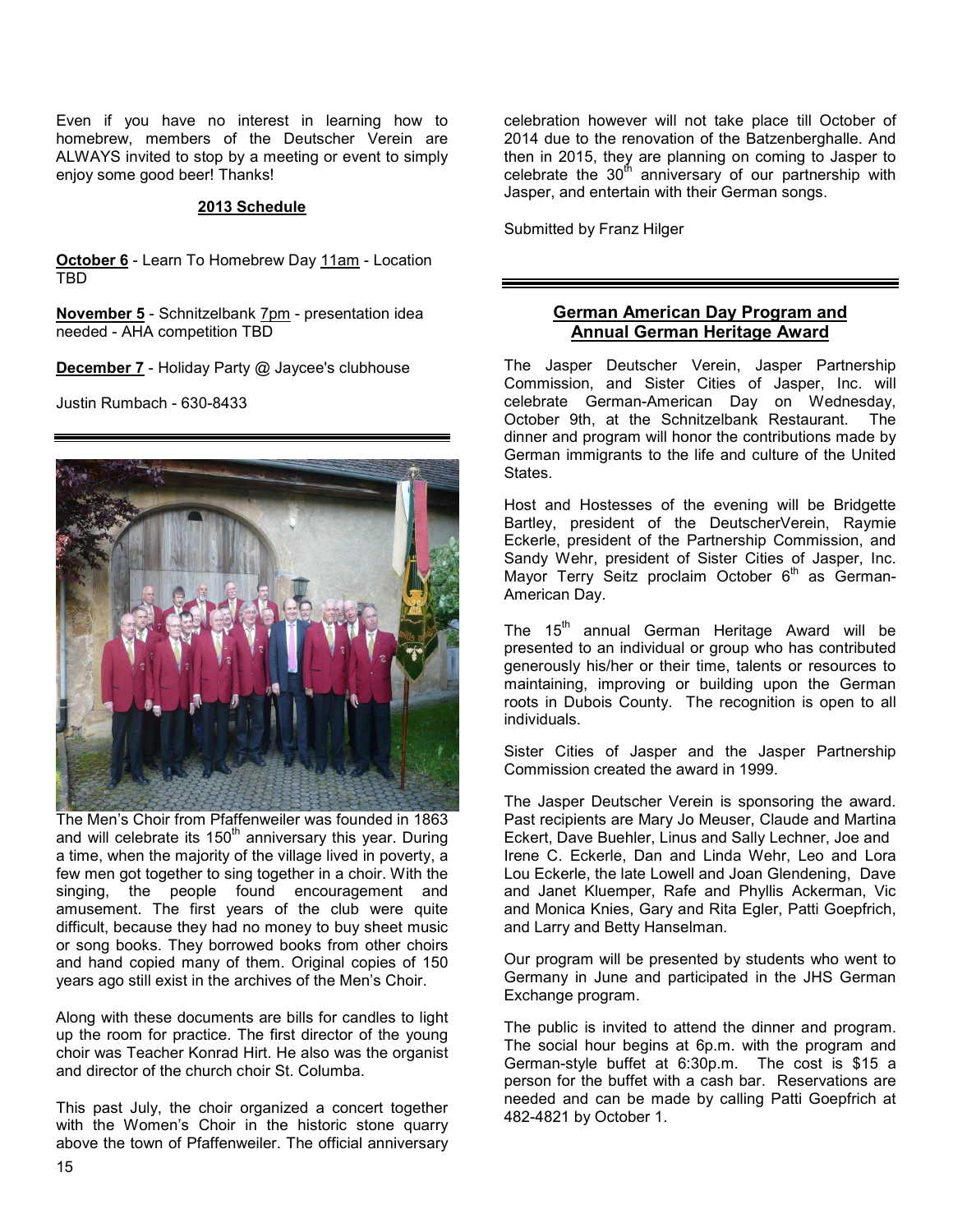Even if you have no interest in learning how to homebrew, members of the Deutscher Verein are ALWAYS invited to stop by a meeting or event to simply enjoy some good beer! Thanks!

## 2013 Schedule

**October 6** - Learn To Homebrew Day 11am - Location TBD

**November 5** - Schnitzelbank 7pm - presentation idea needed - AHA competition TBD

**December 7** - Holiday Party @ Jaycee's clubhouse

Justin Rumbach - 630-8433

---

The Men's Choir from Pfaffenweiler was founded in 1863 and will celebrate its 150th anniversary this year. During a time, when the majority of the village lived in poverty, a few men got together to sing together in a choir. With the singing, the people found encouragement and amusement. The first years of the club were quite difficult, because they had no money to buy sheet music or song books. They borrowed books from other choirs and hand copied many of them. Original copies of 150 years ago still exist in the archives of the Men's Choir.

Along with these documents are bills for candles to light up the room for practice. The first director of the young choir was Teacher Konrad Hirt. He also was the organist and director of the church choir St. Columba.

This past July, the choir organized a concert together with the Women's Choir in the historic stone quarry above the town of Pfaffenweiler. The official anniversary celebration however will not take place till October of 2014 due to the renovation of the Batzenberghalle. And then in 2015, they are planning on coming to Jasper to celebrate the 30th anniversary of our partnership with Jasper, and entertain with their German songs.

Submitted by Franz Hilger

---

## German American Day Program and Annual German Heritage Award

The Jasper Deutscher Verein, Jasper Partnership Commission, and Sister Cities of Jasper, Inc. will celebrate German-American Day on Wednesday, October 9th, at the Schnitzelbank Restaurant. The dinner and program will honor the contributions made by German immigrants to the life and culture of the United States.

Host and Hostesses of the evening will be Bridgette Bartley, president of the DeutscherVerein, Raymie Eckerle, president of the Partnership Commission, and Sandy Wehr, president of Sister Cities of Jasper, Inc. Mayor Terry Seitz proclaim October 6th as German-American Day.

The 15th annual German Heritage Award will be presented to an individual or group who has contributed generously his/her or their time, talents or resources to maintaining, improving or building upon the German roots in Dubois County. The recognition is open to all individuals.

Sister Cities of Jasper and the Jasper Partnership Commission created the award in 1999.

The Jasper Deutscher Verein is sponsoring the award. Past recipients are Mary Jo Meuser, Claude and Martina Eckert, Dave Buehler, Linus and Sally Lechner, Joe and Irene C. Eckerle, Dan and Linda Wehr, Leo and Lora Lou Eckerle, the late Lowell and Joan Glendening, Dave and Janet Kluemper, Rafe and Phyllis Ackerman, Vic and Monica Knies, Gary and Rita Egler, Patti Goepfrich, and Larry and Betty Hanselman.

Our program will be presented by students who went to Germany in June and participated in the JHS German Exchange program.

The public is invited to attend the dinner and program. The social hour begins at 6p.m. with the program and German-style buffet at 6:30p.m. The cost is $15 a person for the buffet with a cash bar. Reservations are needed and can be made by calling Patti Goepfrich at 482-4821 by October 1.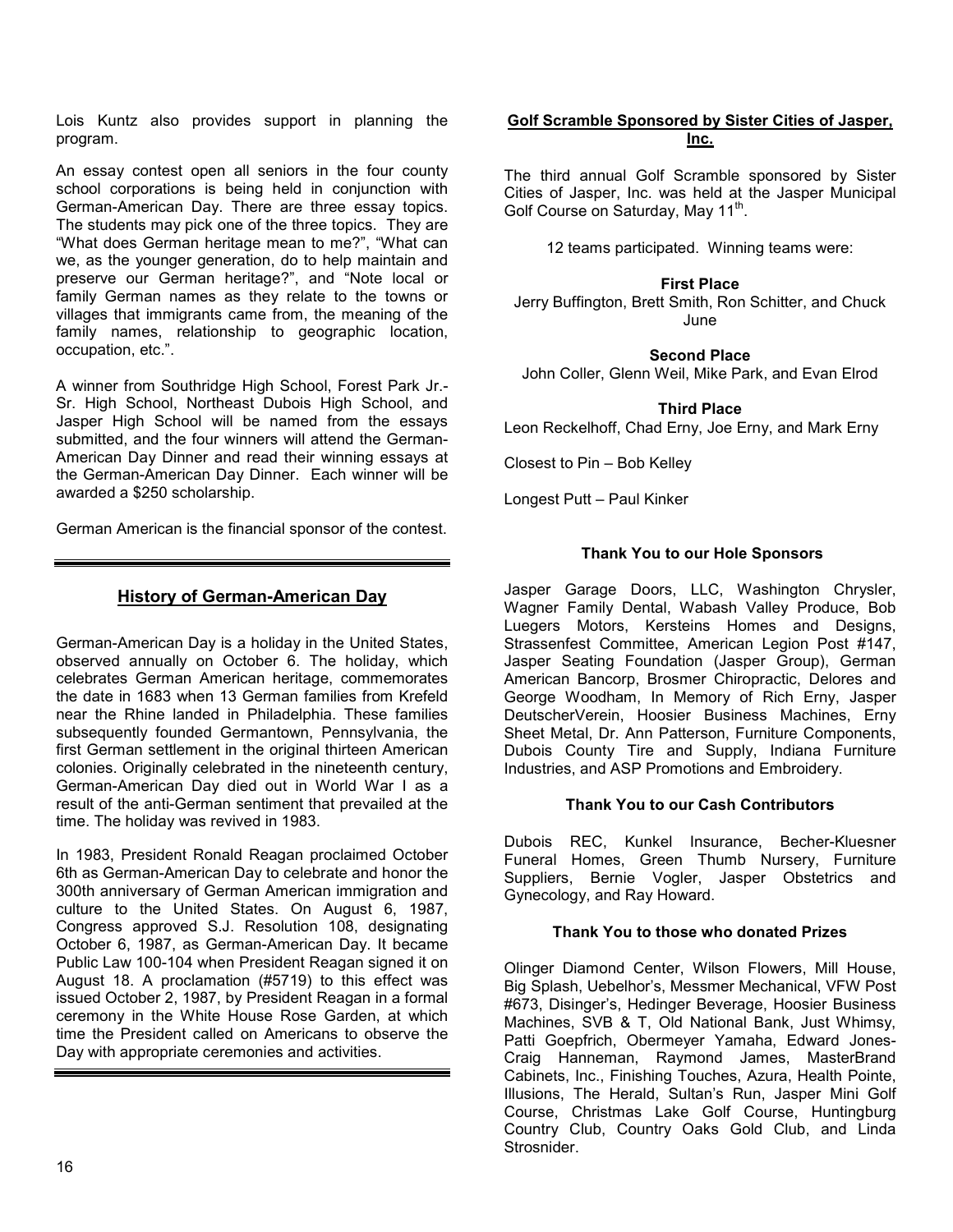Lois Kuntz also provides support in planning the program.

An essay contest open all seniors in the four county school corporations is being held in conjunction with German-American Day. There are three essay topics. The students may pick one of the three topics. They are "What does German heritage mean to me?", "What can we, as the younger generation, do to help maintain and preserve our German heritage?", and "Note local or family German names as they relate to the towns or villages that immigrants came from, the meaning of the family names, relationship to geographic location, occupation, etc.".

A winner from Southridge High School, Forest Park Jr.-Sr. High School, Northeast Dubois High School, and Jasper High School will be named from the essays submitted, and the four winners will attend the German-American Day Dinner and read their winning essays at the German-American Day Dinner. Each winner will be awarded a $250 scholarship.

German American is the financial sponsor of the contest.

---

## History of German-American Day

German-American Day is a holiday in the United States, observed annually on October 6. The holiday, which celebrates German American heritage, commemorates the date in 1683 when 13 German families from Krefeld near the Rhine landed in Philadelphia. These families subsequently founded Germantown, Pennsylvania, the first German settlement in the original thirteen American colonies. Originally celebrated in the nineteenth century, German-American Day died out in World War I as a result of the anti-German sentiment that prevailed at the time. The holiday was revived in 1983.

In 1983, President Ronald Reagan proclaimed October 6th as German-American Day to celebrate and honor the 300th anniversary of German American immigration and culture to the United States. On August 6, 1987, Congress approved S.J. Resolution 108, designating October 6, 1987, as German-American Day. It became Public Law 100-104 when President Reagan signed it on August 18. A proclamation (#5719) to this effect was issued October 2, 1987, by President Reagan in a formal ceremony in the White House Rose Garden, at which time the President called on Americans to observe the Day with appropriate ceremonies and activities.

---

## Golf Scramble Sponsored by Sister Cities of Jasper, Inc.

The third annual Golf Scramble sponsored by Sister Cities of Jasper, Inc. was held at the Jasper Municipal Golf Course on Saturday, May 11th.

12 teams participated. Winning teams were:

**First Place**
Jerry Buffington, Brett Smith, Ron Schitter, and Chuck June

**Second Place**
John Coller, Glenn Weil, Mike Park, and Evan Elrod

**Third Place**
Leon Reckelhoff, Chad Erny, Joe Erny, and Mark Erny

Closest to Pin – Bob Kelley

Longest Putt – Paul Kinker

**Thank You to our Hole Sponsors**

Jasper Garage Doors, LLC, Washington Chrysler, Wagner Family Dental, Wabash Valley Produce, Bob Luegers Motors, Kersteins Homes and Designs, Strassenfest Committee, American Legion Post #147, Jasper Seating Foundation (Jasper Group), German American Bancorp, Brosmer Chiropractic, Delores and George Woodham, In Memory of Rich Erny, Jasper DeutscherVerein, Hoosier Business Machines, Erny Sheet Metal, Dr. Ann Patterson, Furniture Components, Dubois County Tire and Supply, Indiana Furniture Industries, and ASP Promotions and Embroidery.

**Thank You to our Cash Contributors**

Dubois REC, Kunkel Insurance, Becher-Kluesner Funeral Homes, Green Thumb Nursery, Furniture Suppliers, Bernie Vogler, Jasper Obstetrics and Gynecology, and Ray Howard.

**Thank You to those who donated Prizes**

Olinger Diamond Center, Wilson Flowers, Mill House, Big Splash, Uebelhor's, Messmer Mechanical, VFW Post #673, Disinger's, Hedinger Beverage, Hoosier Business Machines, SVB & T, Old National Bank, Just Whimsy, Patti Goepfrich, Obermeyer Yamaha, Edward Jones-Craig Hanneman, Raymond James, MasterBrand Cabinets, Inc., Finishing Touches, Azura, Health Pointe, Illusions, The Herald, Sultan's Run, Jasper Mini Golf Course, Christmas Lake Golf Course, Huntingburg Country Club, Country Oaks Gold Club, and Linda Strosnider.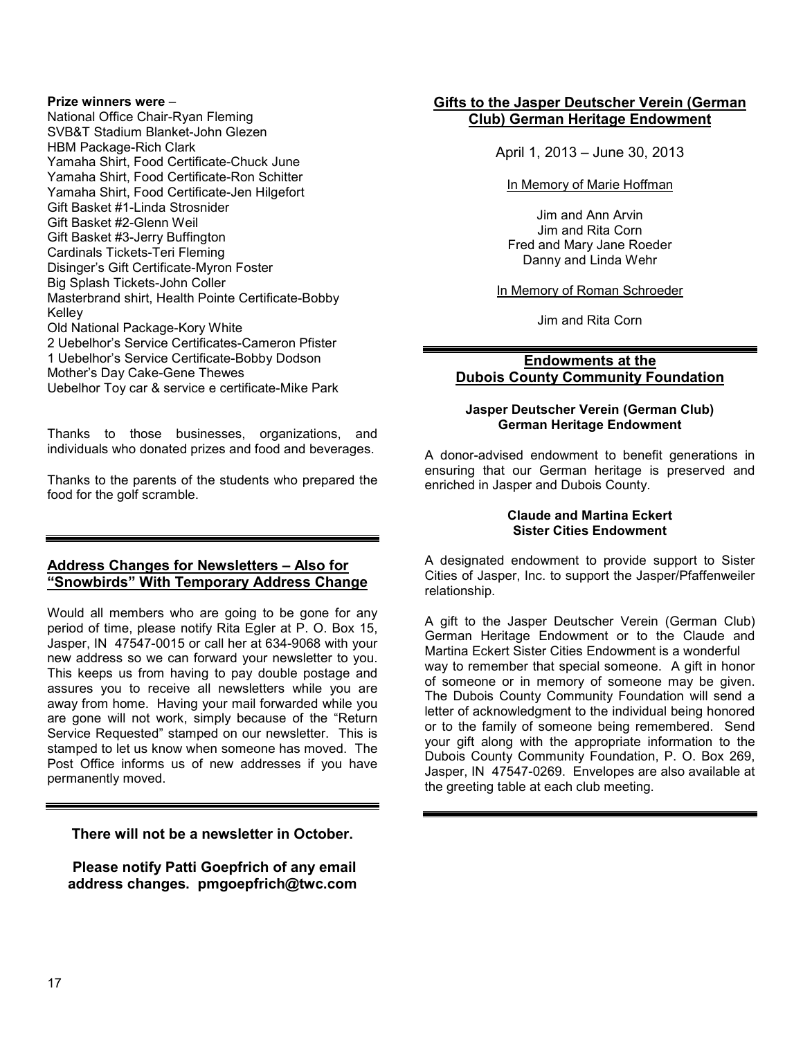**Prize winners were** –
National Office Chair-Ryan Fleming
SVB&T Stadium Blanket-John Glezen
HBM Package-Rich Clark
Yamaha Shirt, Food Certificate-Chuck June
Yamaha Shirt, Food Certificate-Ron Schitter
Yamaha Shirt, Food Certificate-Jen Hilgefort
Gift Basket #1-Linda Strosnider
Gift Basket #2-Glenn Weil
Gift Basket #3-Jerry Buffington
Cardinals Tickets-Teri Fleming
Disinger's Gift Certificate-Myron Foster
Big Splash Tickets-John Coller
Masterbrand shirt, Health Pointe Certificate-Bobby Kelley
Old National Package-Kory White
2 Uebelhor's Service Certificates-Cameron Pfister
1 Uebelhor's Service Certificate-Bobby Dodson
Mother's Day Cake-Gene Thewes
Uebelhor Toy car & service e certificate-Mike Park

Thanks to those businesses, organizations, and individuals who donated prizes and food and beverages.

Thanks to the parents of the students who prepared the food for the golf scramble.

---

## Address Changes for Newsletters – Also for "Snowbirds" With Temporary Address Change

Would all members who are going to be gone for any period of time, please notify Rita Egler at P. O. Box 15, Jasper, IN 47547-0015 or call her at 634-9068 with your new address so we can forward your newsletter to you. This keeps us from having to pay double postage and assures you to receive all newsletters while you are away from home. Having your mail forwarded while you are gone will not work, simply because of the "Return Service Requested" stamped on our newsletter. This is stamped to let us know when someone has moved. The Post Office informs us of new addresses if you have permanently moved.

---

**There will not be a newsletter in October.**

**Please notify Patti Goepfrich of any email address changes. pmgoepfrich@twc.com**

## Gifts to the Jasper Deutscher Verein (German Club) German Heritage Endowment

April 1, 2013 – June 30, 2013

In Memory of Marie Hoffman

Jim and Ann Arvin
Jim and Rita Corn
Fred and Mary Jane Roeder
Danny and Linda Wehr

In Memory of Roman Schroeder

Jim and Rita Corn

---

## Endowments at the Dubois County Community Foundation

**Jasper Deutscher Verein (German Club) German Heritage Endowment**

A donor-advised endowment to benefit generations in ensuring that our German heritage is preserved and enriched in Jasper and Dubois County.

**Claude and Martina Eckert Sister Cities Endowment**

A designated endowment to provide support to Sister Cities of Jasper, Inc. to support the Jasper/Pfaffenweiler relationship.

A gift to the Jasper Deutscher Verein (German Club) German Heritage Endowment or to the Claude and Martina Eckert Sister Cities Endowment is a wonderful way to remember that special someone. A gift in honor of someone or in memory of someone may be given. The Dubois County Community Foundation will send a letter of acknowledgment to the individual being honored or to the family of someone being remembered. Send your gift along with the appropriate information to the Dubois County Community Foundation, P. O. Box 269, Jasper, IN 47547-0269. Envelopes are also available at the greeting table at each club meeting.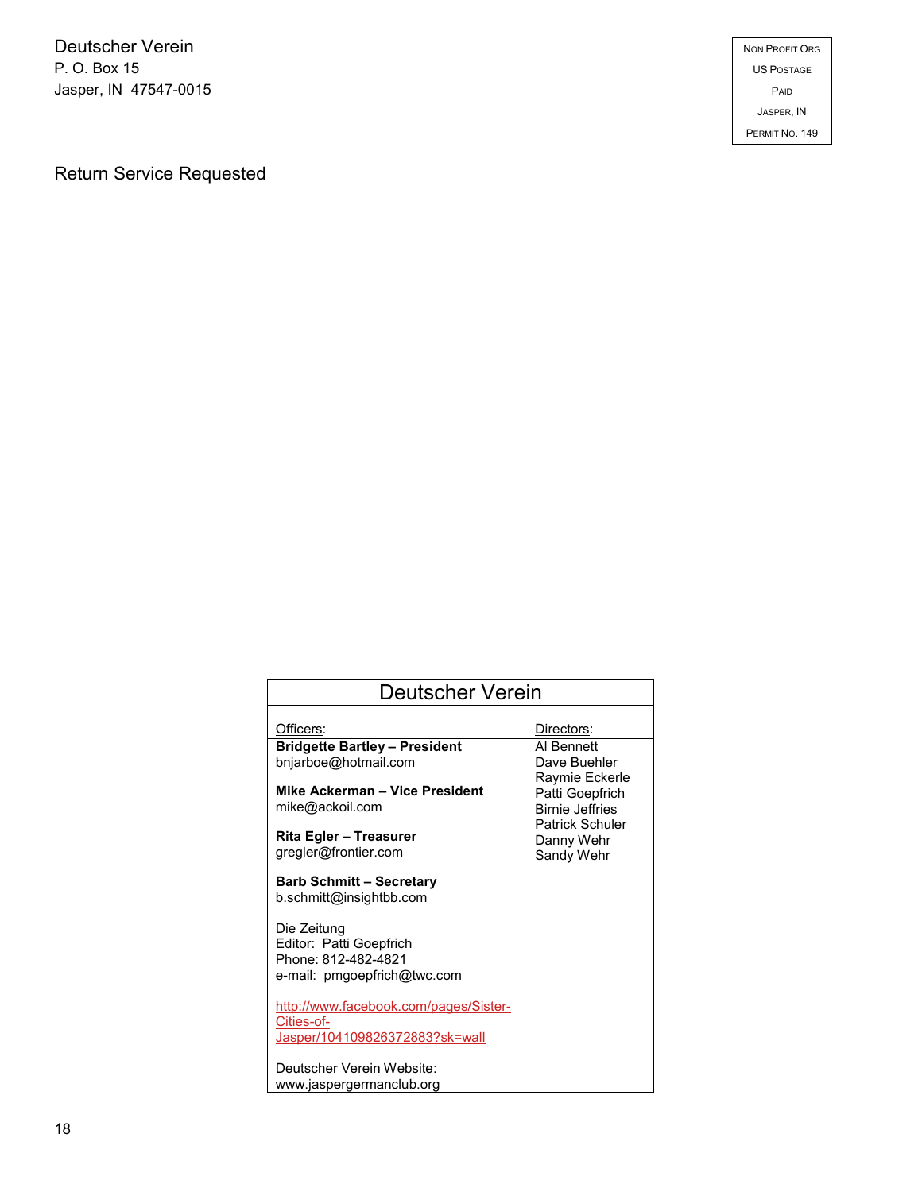Deutscher Verein
P. O. Box 15
Jasper, IN 47547-0015

NON PROFIT ORG
US POSTAGE
PAID
JASPER, IN
PERMIT NO. 149

Return Service Requested

## Deutscher Verein

Officers:

**Bridgette Bartley – President**
bnjarboe@hotmail.com

**Mike Ackerman – Vice President**
mike@ackoil.com

**Rita Egler – Treasurer**
gregler@frontier.com

**Barb Schmitt – Secretary**
b.schmitt@insightbb.com

Directors:

Al Bennett
Dave Buehler
Raymie Eckerle
Patti Goepfrich
Birnie Jeffries
Patrick Schuler
Danny Wehr
Sandy Wehr

Die Zeitung
Editor: Patti Goepfrich
Phone: 812-482-4821
e-mail: pmgoepfrich@twc.com

http://www.facebook.com/pages/Sister-Cities-of-Jasper/104109826372883?sk=wall

Deutscher Verein Website:
www.jaspergermanclub.org